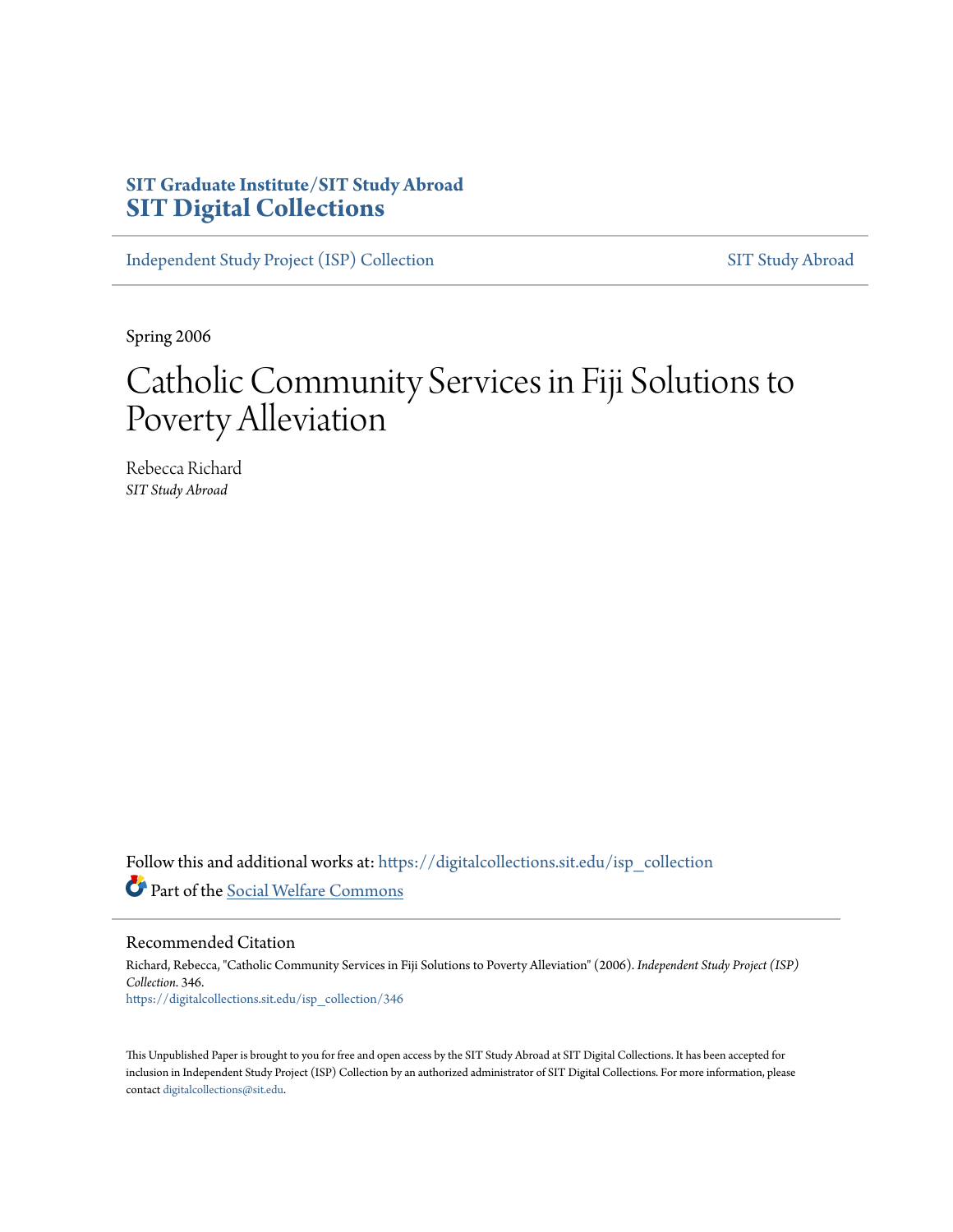SIT Graduate Institute/SIT Study Abroad
**SIT Digital Collections**

Independent Study Project (ISP) Collection | SIT Study Abroad

Spring 2006

# Catholic Community Services in Fiji Solutions to Poverty Alleviation

Rebecca Richard
*SIT Study Abroad*

Follow this and additional works at: https://digitalcollections.sit.edu/isp_collection

Part of the Social Welfare Commons

## Recommended Citation

Richard, Rebecca, "Catholic Community Services in Fiji Solutions to Poverty Alleviation" (2006). *Independent Study Project (ISP) Collection*. 346.
https://digitalcollections.sit.edu/isp_collection/346

This Unpublished Paper is brought to you for free and open access by the SIT Study Abroad at SIT Digital Collections. It has been accepted for inclusion in Independent Study Project (ISP) Collection by an authorized administrator of SIT Digital Collections. For more information, please contact digitalcollections@sit.edu.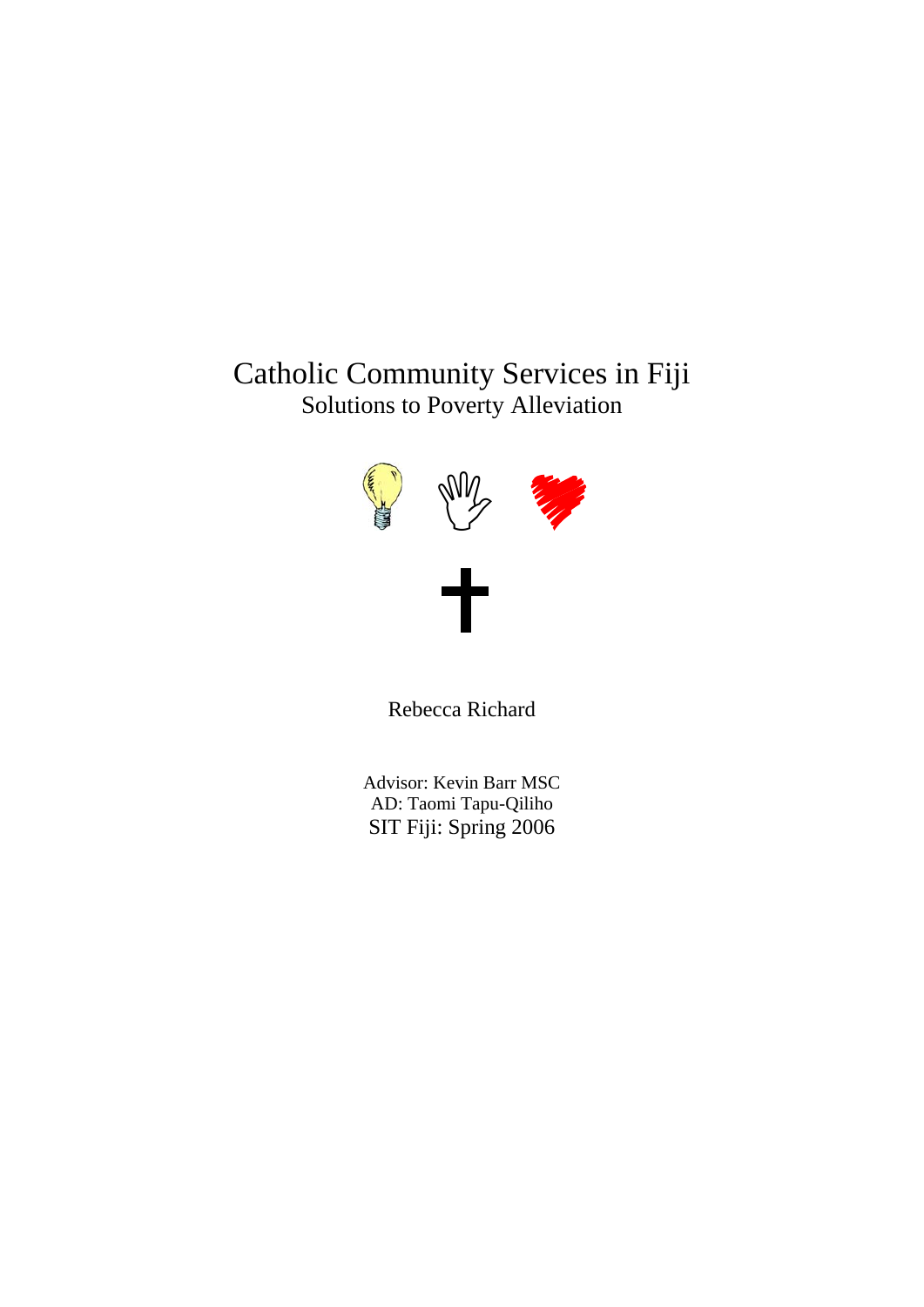# Catholic Community Services in Fiji

## Solutions to Poverty Alleviation

Rebecca Richard

Advisor: Kevin Barr MSC
AD: Taomi Tapu-Qiliho
SIT Fiji: Spring 2006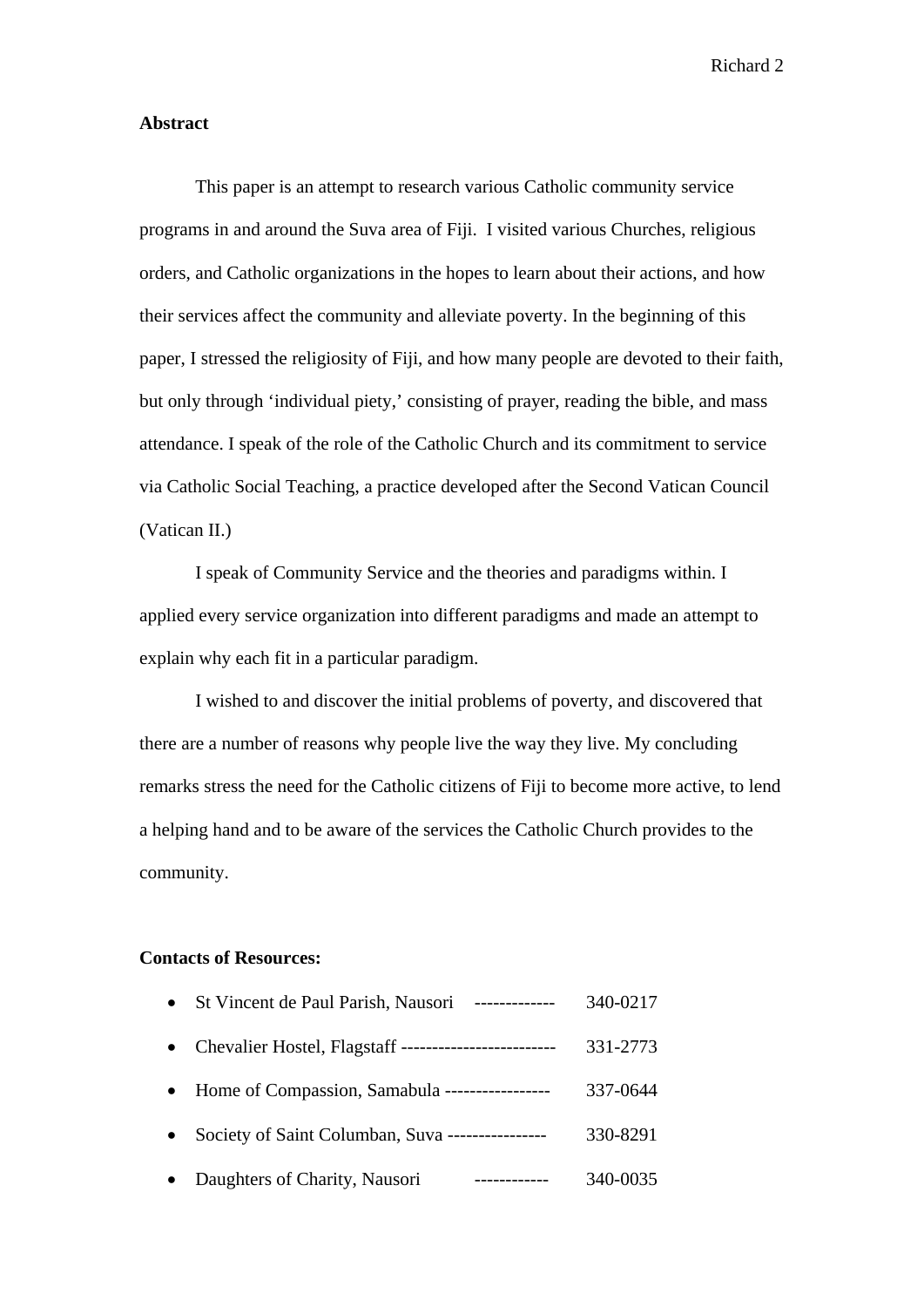**Abstract**

This paper is an attempt to research various Catholic community service programs in and around the Suva area of Fiji. I visited various Churches, religious orders, and Catholic organizations in the hopes to learn about their actions, and how their services affect the community and alleviate poverty. In the beginning of this paper, I stressed the religiosity of Fiji, and how many people are devoted to their faith, but only through 'individual piety,' consisting of prayer, reading the bible, and mass attendance. I speak of the role of the Catholic Church and its commitment to service via Catholic Social Teaching, a practice developed after the Second Vatican Council (Vatican II.)

I speak of Community Service and the theories and paradigms within. I applied every service organization into different paradigms and made an attempt to explain why each fit in a particular paradigm.

I wished to and discover the initial problems of poverty, and discovered that there are a number of reasons why people live the way they live. My concluding remarks stress the need for the Catholic citizens of Fiji to become more active, to lend a helping hand and to be aware of the services the Catholic Church provides to the community.

**Contacts of Resources:**

- St Vincent de Paul Parish, Nausori ------------- 340-0217
- Chevalier Hostel, Flagstaff ------------------------- 331-2773
- Home of Compassion, Samabula ----------------- 337-0644
- Society of Saint Columban, Suva ---------------- 330-8291
- Daughters of Charity, Nausori ------------ 340-0035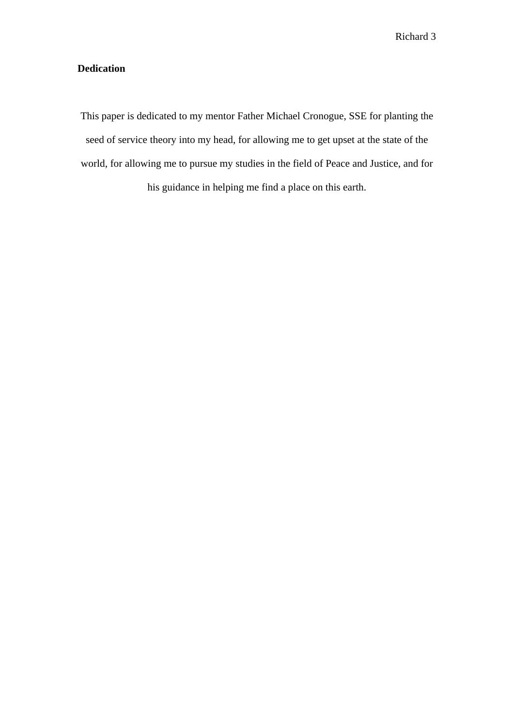**Dedication**

This paper is dedicated to my mentor Father Michael Cronogue, SSE for planting the seed of service theory into my head, for allowing me to get upset at the state of the world, for allowing me to pursue my studies in the field of Peace and Justice, and for his guidance in helping me find a place on this earth.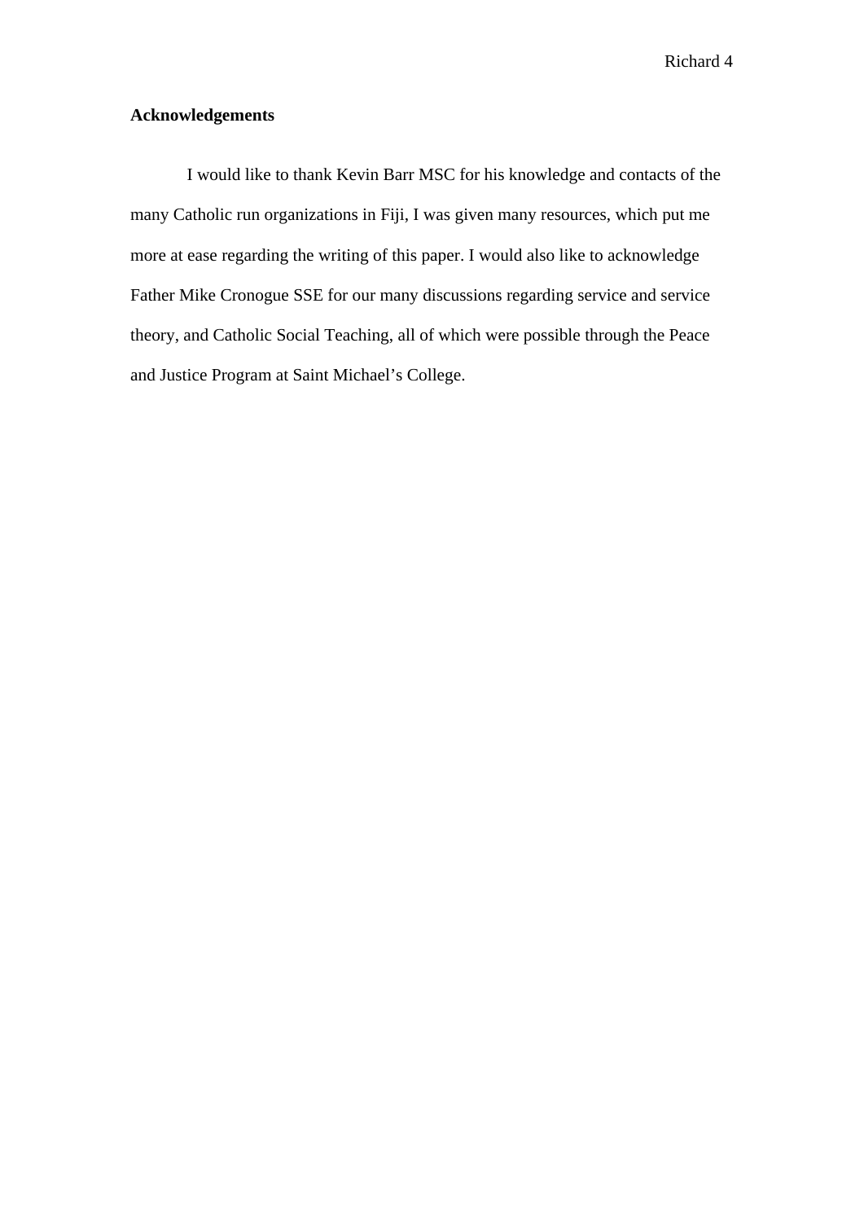**Acknowledgements**

I would like to thank Kevin Barr MSC for his knowledge and contacts of the many Catholic run organizations in Fiji, I was given many resources, which put me more at ease regarding the writing of this paper. I would also like to acknowledge Father Mike Cronogue SSE for our many discussions regarding service and service theory, and Catholic Social Teaching, all of which were possible through the Peace and Justice Program at Saint Michael's College.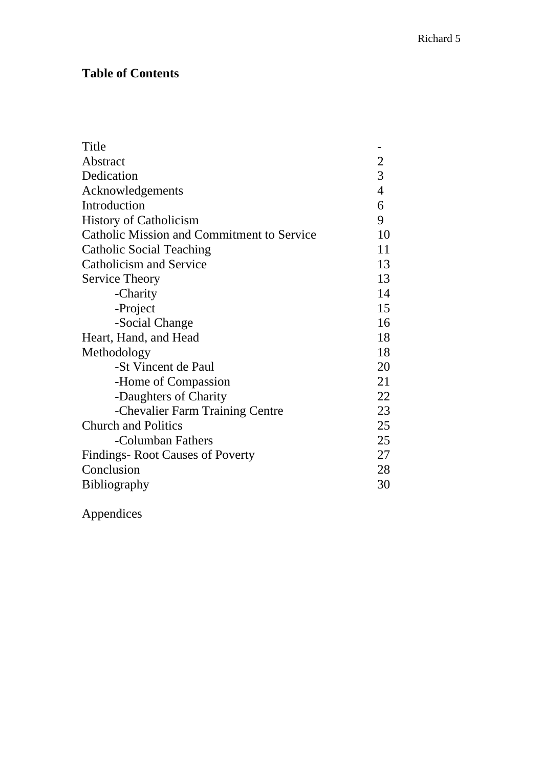**Table of Contents**

| | |
|---|---|
| Title | - |
| Abstract | 2 |
| Dedication | 3 |
| Acknowledgements | 4 |
| Introduction | 6 |
| History of Catholicism | 9 |
| Catholic Mission and Commitment to Service | 10 |
| Catholic Social Teaching | 11 |
| Catholicism and Service | 13 |
| Service Theory | 13 |
| -Charity | 14 |
| -Project | 15 |
| -Social Change | 16 |
| Heart, Hand, and Head | 18 |
| Methodology | 18 |
| -St Vincent de Paul | 20 |
| -Home of Compassion | 21 |
| -Daughters of Charity | 22 |
| -Chevalier Farm Training Centre | 23 |
| Church and Politics | 25 |
| -Columban Fathers | 25 |
| Findings- Root Causes of Poverty | 27 |
| Conclusion | 28 |
| Bibliography | 30 |

Appendices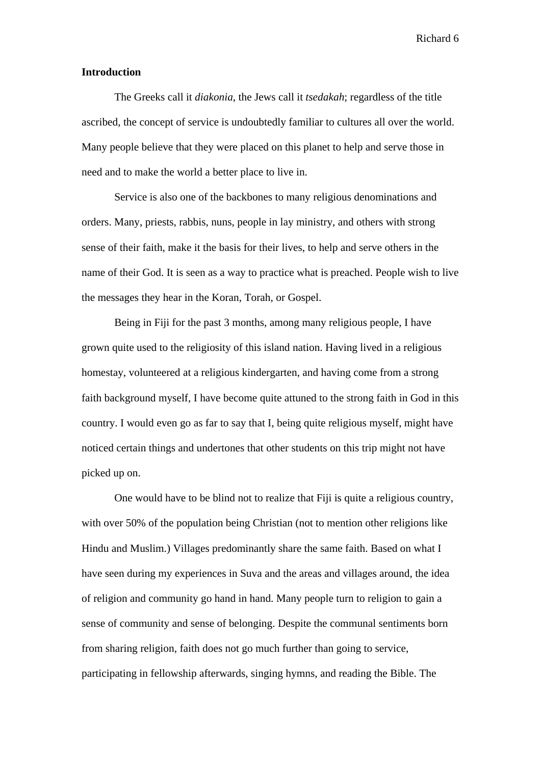**Introduction**

The Greeks call it *diakonia*, the Jews call it *tsedakah*; regardless of the title ascribed, the concept of service is undoubtedly familiar to cultures all over the world. Many people believe that they were placed on this planet to help and serve those in need and to make the world a better place to live in.

Service is also one of the backbones to many religious denominations and orders. Many, priests, rabbis, nuns, people in lay ministry, and others with strong sense of their faith, make it the basis for their lives, to help and serve others in the name of their God. It is seen as a way to practice what is preached. People wish to live the messages they hear in the Koran, Torah, or Gospel.

Being in Fiji for the past 3 months, among many religious people, I have grown quite used to the religiosity of this island nation. Having lived in a religious homestay, volunteered at a religious kindergarten, and having come from a strong faith background myself, I have become quite attuned to the strong faith in God in this country. I would even go as far to say that I, being quite religious myself, might have noticed certain things and undertones that other students on this trip might not have picked up on.

One would have to be blind not to realize that Fiji is quite a religious country, with over 50% of the population being Christian (not to mention other religions like Hindu and Muslim.) Villages predominantly share the same faith. Based on what I have seen during my experiences in Suva and the areas and villages around, the idea of religion and community go hand in hand. Many people turn to religion to gain a sense of community and sense of belonging. Despite the communal sentiments born from sharing religion, faith does not go much further than going to service, participating in fellowship afterwards, singing hymns, and reading the Bible. The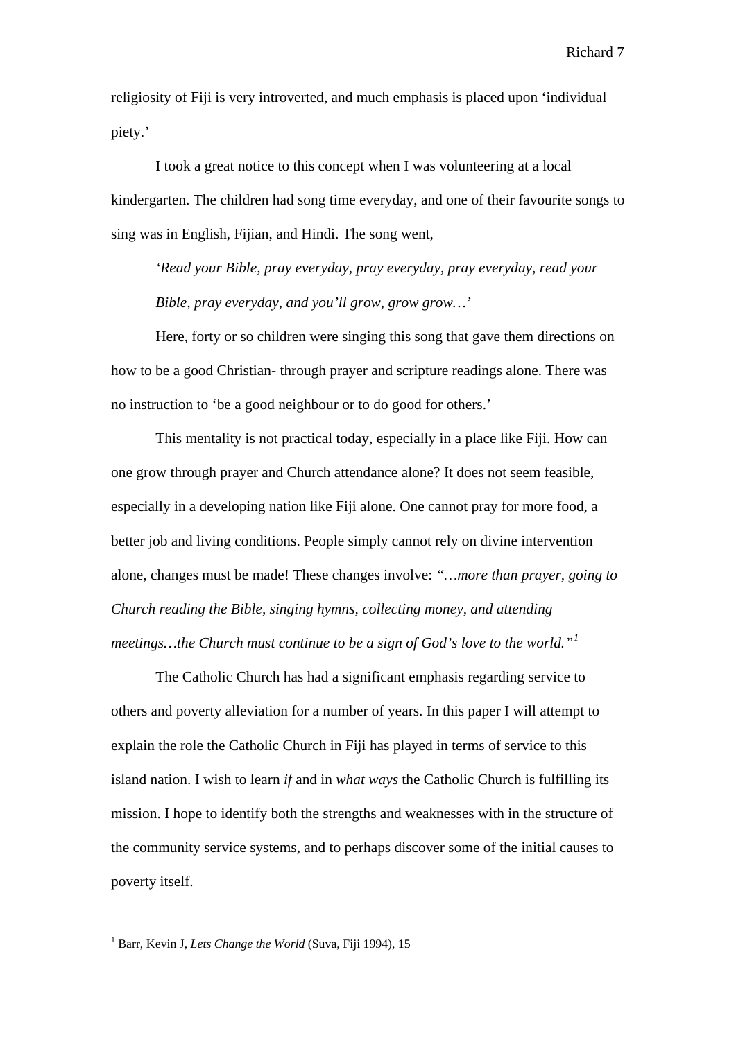religiosity of Fiji is very introverted, and much emphasis is placed upon 'individual piety.'

I took a great notice to this concept when I was volunteering at a local kindergarten. The children had song time everyday, and one of their favourite songs to sing was in English, Fijian, and Hindi. The song went,

> *'Read your Bible, pray everyday, pray everyday, pray everyday, read your Bible, pray everyday, and you'll grow, grow grow…'*

Here, forty or so children were singing this song that gave them directions on how to be a good Christian- through prayer and scripture readings alone. There was no instruction to 'be a good neighbour or to do good for others.'

This mentality is not practical today, especially in a place like Fiji. How can one grow through prayer and Church attendance alone? It does not seem feasible, especially in a developing nation like Fiji alone. One cannot pray for more food, a better job and living conditions. People simply cannot rely on divine intervention alone, changes must be made! These changes involve: *"…more than prayer, going to Church reading the Bible, singing hymns, collecting money, and attending meetings…the Church must continue to be a sign of God's love to the world."*[1]

The Catholic Church has had a significant emphasis regarding service to others and poverty alleviation for a number of years. In this paper I will attempt to explain the role the Catholic Church in Fiji has played in terms of service to this island nation. I wish to learn *if* and in *what ways* the Catholic Church is fulfilling its mission. I hope to identify both the strengths and weaknesses with in the structure of the community service systems, and to perhaps discover some of the initial causes to poverty itself.

---

[1] Barr, Kevin J, *Lets Change the World* (Suva, Fiji 1994), 15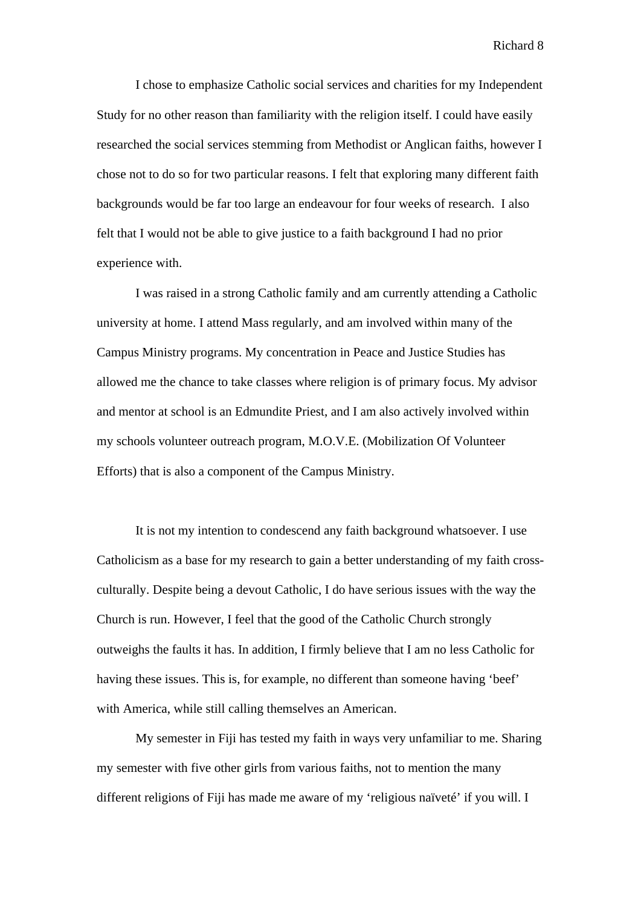I chose to emphasize Catholic social services and charities for my Independent Study for no other reason than familiarity with the religion itself. I could have easily researched the social services stemming from Methodist or Anglican faiths, however I chose not to do so for two particular reasons. I felt that exploring many different faith backgrounds would be far too large an endeavour for four weeks of research. I also felt that I would not be able to give justice to a faith background I had no prior experience with.

I was raised in a strong Catholic family and am currently attending a Catholic university at home. I attend Mass regularly, and am involved within many of the Campus Ministry programs. My concentration in Peace and Justice Studies has allowed me the chance to take classes where religion is of primary focus. My advisor and mentor at school is an Edmundite Priest, and I am also actively involved within my schools volunteer outreach program, M.O.V.E. (Mobilization Of Volunteer Efforts) that is also a component of the Campus Ministry.

It is not my intention to condescend any faith background whatsoever. I use Catholicism as a base for my research to gain a better understanding of my faith cross-culturally. Despite being a devout Catholic, I do have serious issues with the way the Church is run. However, I feel that the good of the Catholic Church strongly outweighs the faults it has. In addition, I firmly believe that I am no less Catholic for having these issues. This is, for example, no different than someone having 'beef' with America, while still calling themselves an American.

My semester in Fiji has tested my faith in ways very unfamiliar to me. Sharing my semester with five other girls from various faiths, not to mention the many different religions of Fiji has made me aware of my 'religious naïveté' if you will. I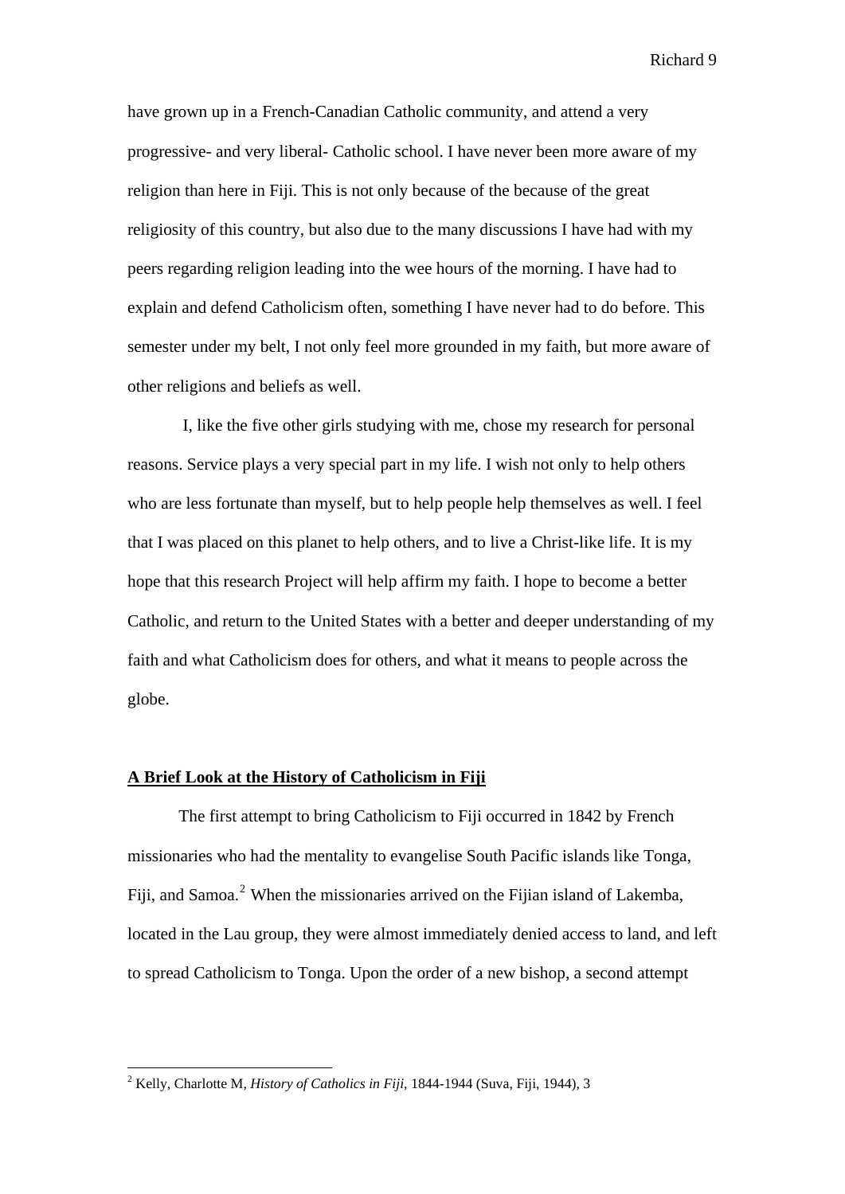have grown up in a French-Canadian Catholic community, and attend a very progressive- and very liberal- Catholic school. I have never been more aware of my religion than here in Fiji. This is not only because of the because of the great religiosity of this country, but also due to the many discussions I have had with my peers regarding religion leading into the wee hours of the morning. I have had to explain and defend Catholicism often, something I have never had to do before. This semester under my belt, I not only feel more grounded in my faith, but more aware of other religions and beliefs as well.

I, like the five other girls studying with me, chose my research for personal reasons. Service plays a very special part in my life. I wish not only to help others who are less fortunate than myself, but to help people help themselves as well. I feel that I was placed on this planet to help others, and to live a Christ-like life. It is my hope that this research Project will help affirm my faith. I hope to become a better Catholic, and return to the United States with a better and deeper understanding of my faith and what Catholicism does for others, and what it means to people across the globe.

## A Brief Look at the History of Catholicism in Fiji

The first attempt to bring Catholicism to Fiji occurred in 1842 by French missionaries who had the mentality to evangelise South Pacific islands like Tonga, Fiji, and Samoa.[2] When the missionaries arrived on the Fijian island of Lakemba, located in the Lau group, they were almost immediately denied access to land, and left to spread Catholicism to Tonga. Upon the order of a new bishop, a second attempt

---

[2] Kelly, Charlotte M, *History of Catholics in Fiji*, 1844-1944 (Suva, Fiji, 1944), 3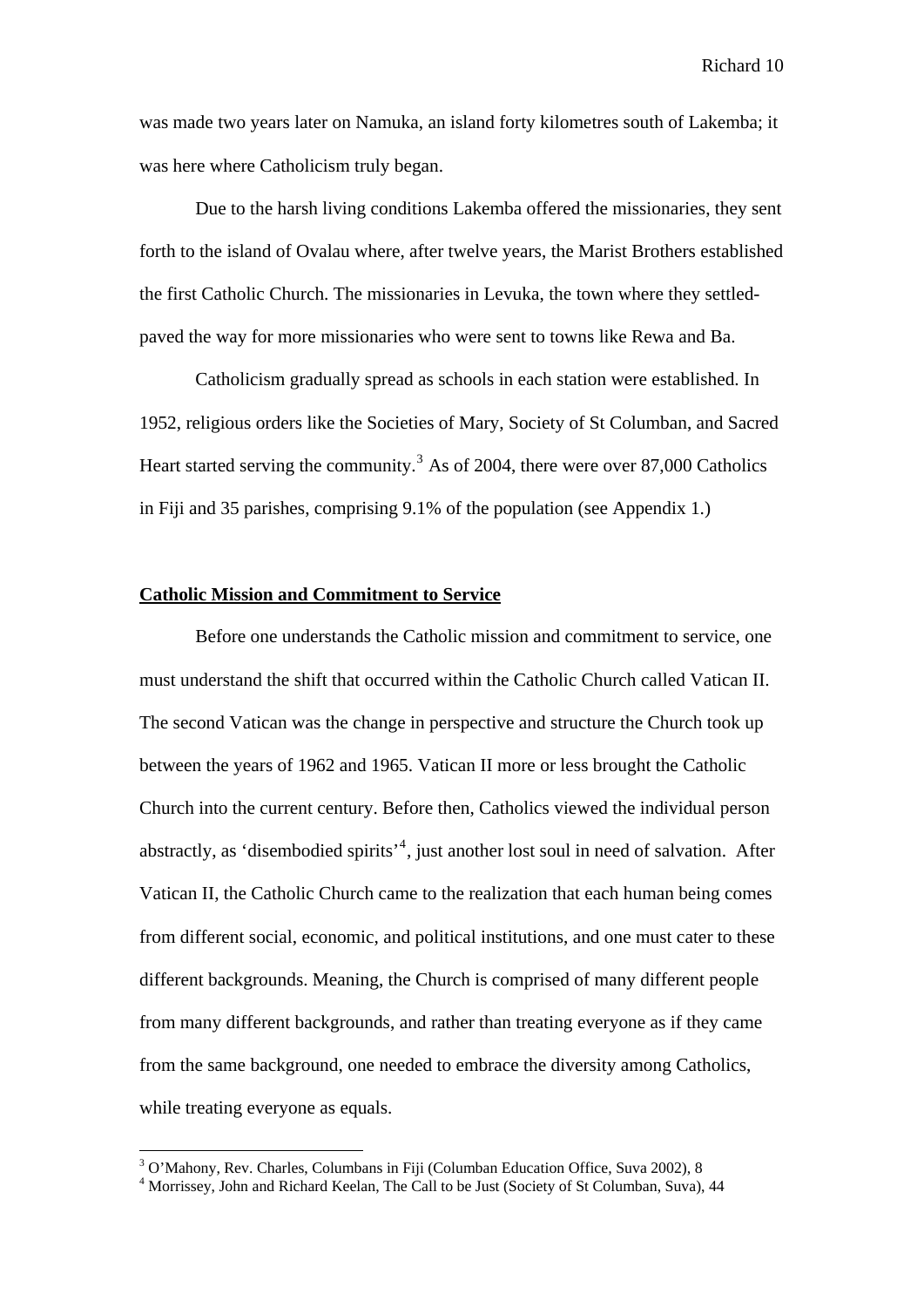was made two years later on Namuka, an island forty kilometres south of Lakemba; it was here where Catholicism truly began.

Due to the harsh living conditions Lakemba offered the missionaries, they sent forth to the island of Ovalau where, after twelve years, the Marist Brothers established the first Catholic Church. The missionaries in Levuka, the town where they settled- paved the way for more missionaries who were sent to towns like Rewa and Ba.

Catholicism gradually spread as schools in each station were established. In 1952, religious orders like the Societies of Mary, Society of St Columban, and Sacred Heart started serving the community.[3] As of 2004, there were over 87,000 Catholics in Fiji and 35 parishes, comprising 9.1% of the population (see Appendix 1.)

## Catholic Mission and Commitment to Service

Before one understands the Catholic mission and commitment to service, one must understand the shift that occurred within the Catholic Church called Vatican II. The second Vatican was the change in perspective and structure the Church took up between the years of 1962 and 1965. Vatican II more or less brought the Catholic Church into the current century. Before then, Catholics viewed the individual person abstractly, as 'disembodied spirits'[4], just another lost soul in need of salvation. After Vatican II, the Catholic Church came to the realization that each human being comes from different social, economic, and political institutions, and one must cater to these different backgrounds. Meaning, the Church is comprised of many different people from many different backgrounds, and rather than treating everyone as if they came from the same background, one needed to embrace the diversity among Catholics, while treating everyone as equals.

---

[3] O'Mahony, Rev. Charles, Columbans in Fiji (Columban Education Office, Suva 2002), 8

[4] Morrissey, John and Richard Keelan, The Call to be Just (Society of St Columban, Suva), 44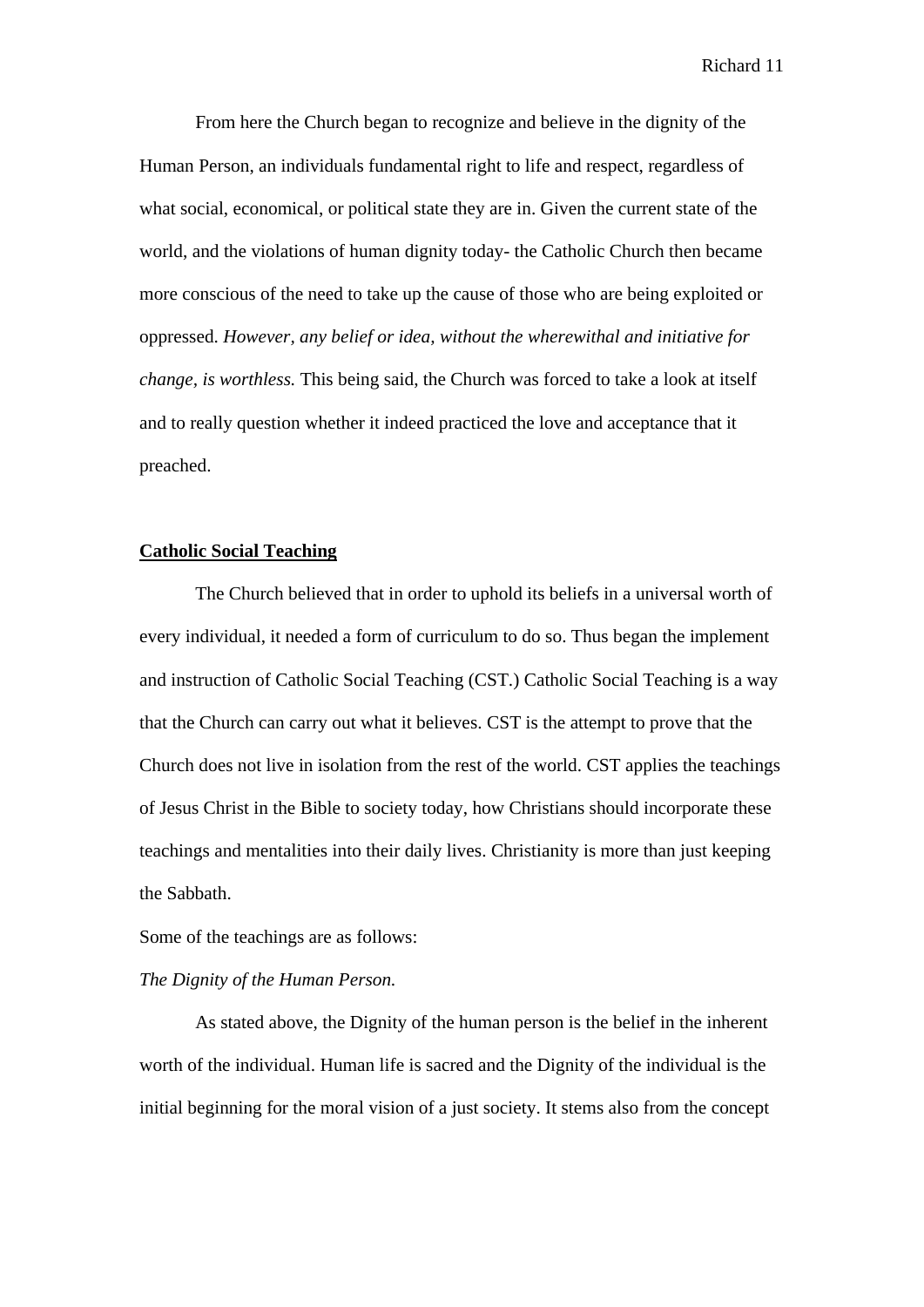From here the Church began to recognize and believe in the dignity of the Human Person, an individuals fundamental right to life and respect, regardless of what social, economical, or political state they are in. Given the current state of the world, and the violations of human dignity today- the Catholic Church then became more conscious of the need to take up the cause of those who are being exploited or oppressed. *However, any belief or idea, without the wherewithal and initiative for change, is worthless.* This being said, the Church was forced to take a look at itself and to really question whether it indeed practiced the love and acceptance that it preached.

**Catholic Social Teaching**

The Church believed that in order to uphold its beliefs in a universal worth of every individual, it needed a form of curriculum to do so. Thus began the implement and instruction of Catholic Social Teaching (CST.) Catholic Social Teaching is a way that the Church can carry out what it believes. CST is the attempt to prove that the Church does not live in isolation from the rest of the world. CST applies the teachings of Jesus Christ in the Bible to society today, how Christians should incorporate these teachings and mentalities into their daily lives. Christianity is more than just keeping the Sabbath.

Some of the teachings are as follows:

*The Dignity of the Human Person.*

As stated above, the Dignity of the human person is the belief in the inherent worth of the individual. Human life is sacred and the Dignity of the individual is the initial beginning for the moral vision of a just society. It stems also from the concept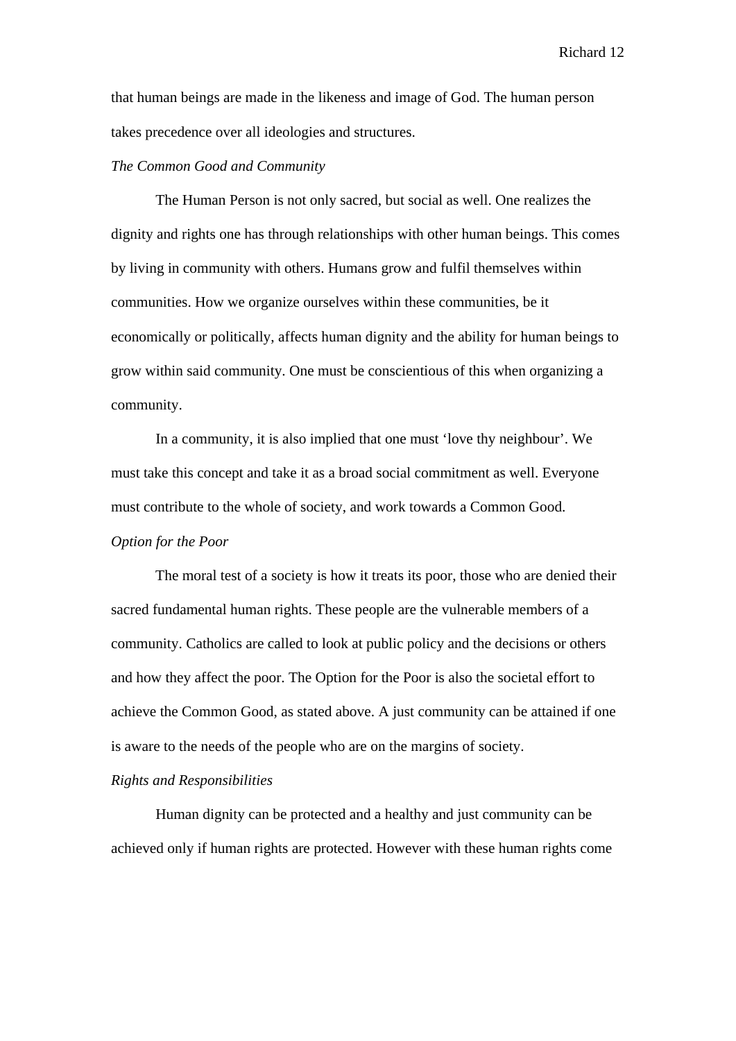that human beings are made in the likeness and image of God. The human person takes precedence over all ideologies and structures.

*The Common Good and Community*

The Human Person is not only sacred, but social as well. One realizes the dignity and rights one has through relationships with other human beings. This comes by living in community with others. Humans grow and fulfil themselves within communities. How we organize ourselves within these communities, be it economically or politically, affects human dignity and the ability for human beings to grow within said community. One must be conscientious of this when organizing a community.

In a community, it is also implied that one must 'love thy neighbour'. We must take this concept and take it as a broad social commitment as well. Everyone must contribute to the whole of society, and work towards a Common Good.

*Option for the Poor*

The moral test of a society is how it treats its poor, those who are denied their sacred fundamental human rights. These people are the vulnerable members of a community. Catholics are called to look at public policy and the decisions or others and how they affect the poor. The Option for the Poor is also the societal effort to achieve the Common Good, as stated above. A just community can be attained if one is aware to the needs of the people who are on the margins of society.

*Rights and Responsibilities*

Human dignity can be protected and a healthy and just community can be achieved only if human rights are protected. However with these human rights come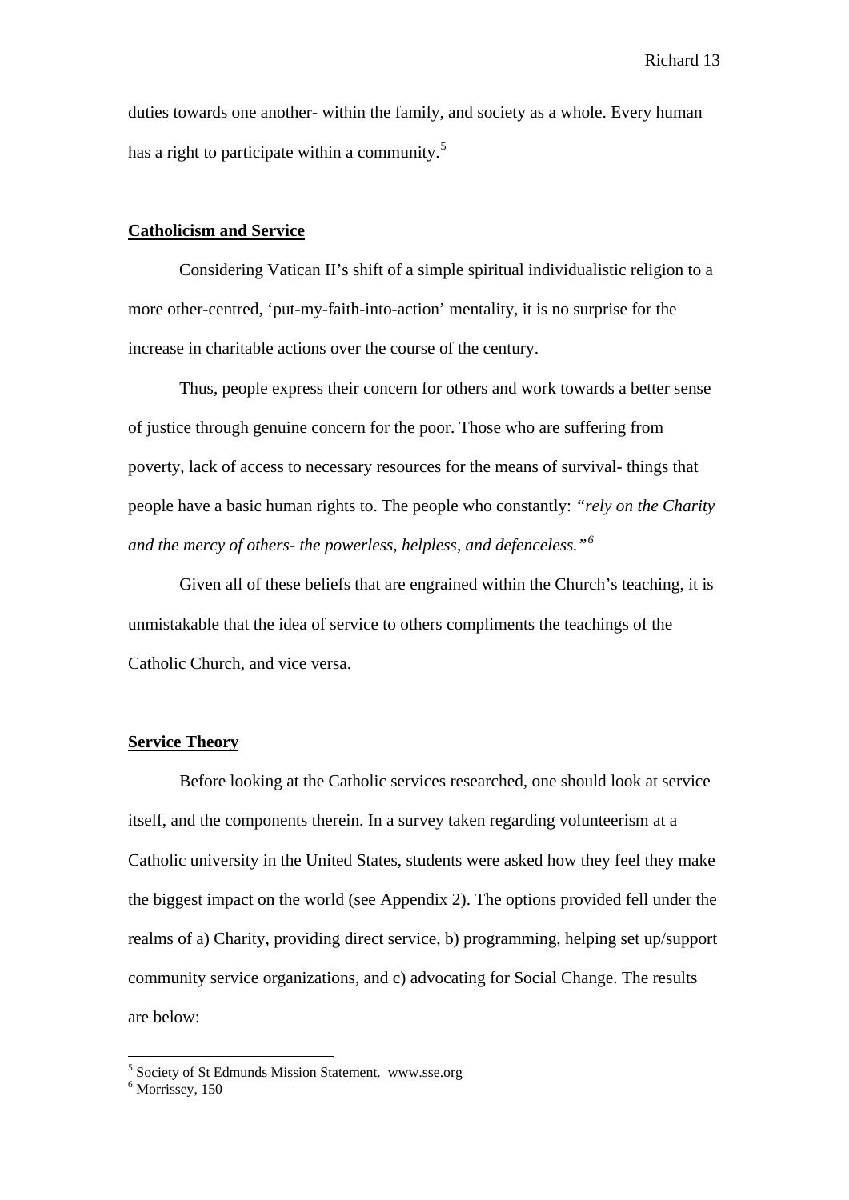duties towards one another- within the family, and society as a whole. Every human has a right to participate within a community.[5]

## Catholicism and Service

Considering Vatican II's shift of a simple spiritual individualistic religion to a more other-centred, 'put-my-faith-into-action' mentality, it is no surprise for the increase in charitable actions over the course of the century.

Thus, people express their concern for others and work towards a better sense of justice through genuine concern for the poor. Those who are suffering from poverty, lack of access to necessary resources for the means of survival- things that people have a basic human rights to. The people who constantly: *"rely on the Charity and the mercy of others- the powerless, helpless, and defenceless."*[6]

Given all of these beliefs that are engrained within the Church's teaching, it is unmistakable that the idea of service to others compliments the teachings of the Catholic Church, and vice versa.

## Service Theory

Before looking at the Catholic services researched, one should look at service itself, and the components therein. In a survey taken regarding volunteerism at a Catholic university in the United States, students were asked how they feel they make the biggest impact on the world (see Appendix 2). The options provided fell under the realms of a) Charity, providing direct service, b) programming, helping set up/support community service organizations, and c) advocating for Social Change. The results are below:

---

[5] Society of St Edmunds Mission Statement. www.sse.org

[6] Morrissey, 150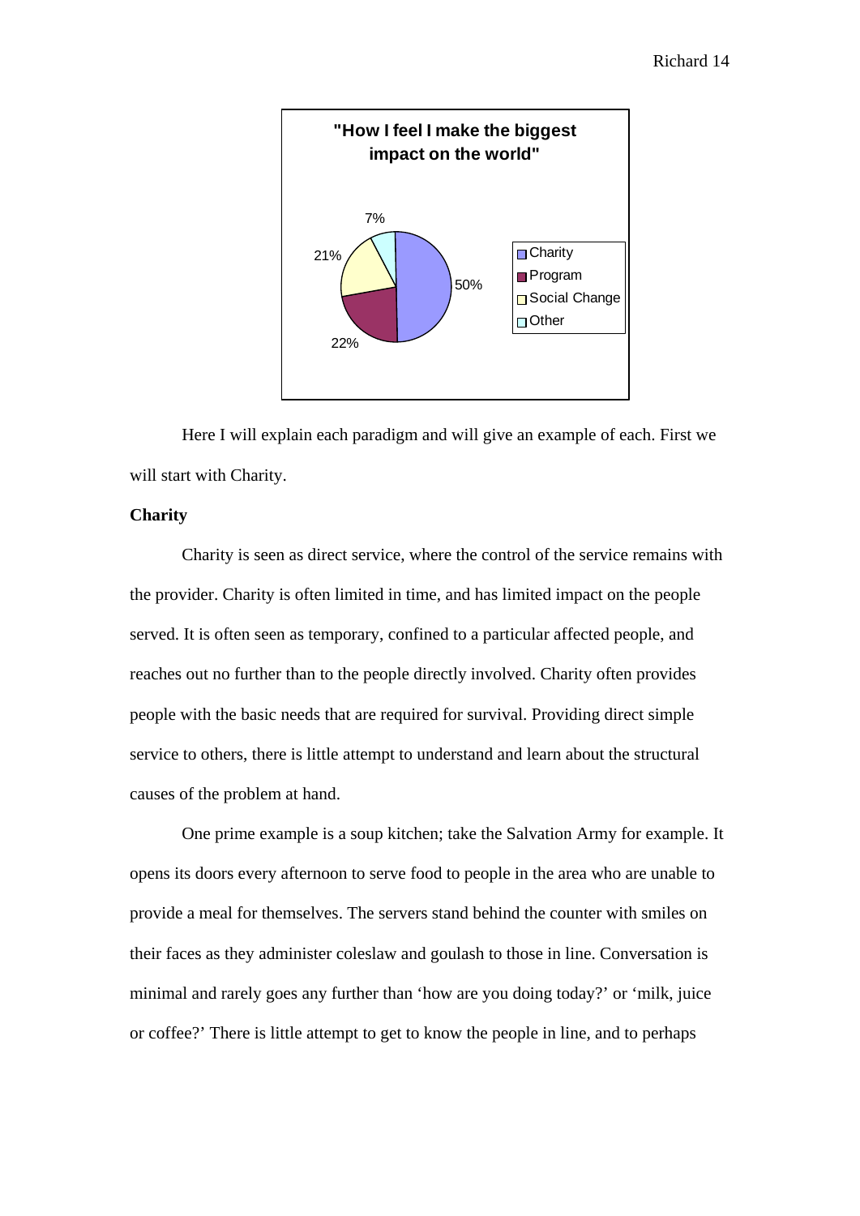**"How I feel I make the biggest impact on the world"**

| Category | Percentage |
|---|---|
| Charity | 50% |
| Program | 22% |
| Social Change | 21% |
| Other | 7% |

Here I will explain each paradigm and will give an example of each. First we will start with Charity.

**Charity**

Charity is seen as direct service, where the control of the service remains with the provider. Charity is often limited in time, and has limited impact on the people served. It is often seen as temporary, confined to a particular affected people, and reaches out no further than to the people directly involved. Charity often provides people with the basic needs that are required for survival. Providing direct simple service to others, there is little attempt to understand and learn about the structural causes of the problem at hand.

One prime example is a soup kitchen; take the Salvation Army for example. It opens its doors every afternoon to serve food to people in the area who are unable to provide a meal for themselves. The servers stand behind the counter with smiles on their faces as they administer coleslaw and goulash to those in line. Conversation is minimal and rarely goes any further than 'how are you doing today?' or 'milk, juice or coffee?' There is little attempt to get to know the people in line, and to perhaps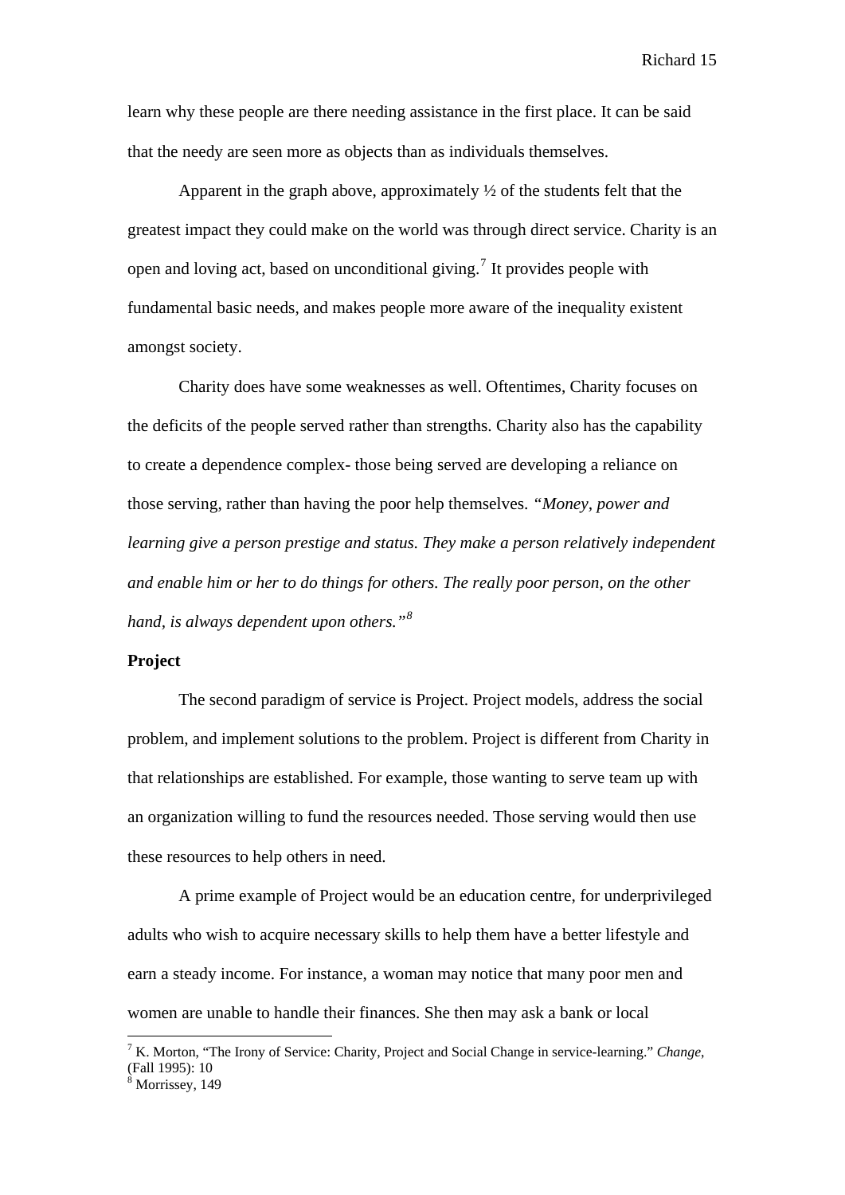learn why these people are there needing assistance in the first place. It can be said that the needy are seen more as objects than as individuals themselves.

Apparent in the graph above, approximately ½ of the students felt that the greatest impact they could make on the world was through direct service. Charity is an open and loving act, based on unconditional giving.[7] It provides people with fundamental basic needs, and makes people more aware of the inequality existent amongst society.

Charity does have some weaknesses as well. Oftentimes, Charity focuses on the deficits of the people served rather than strengths. Charity also has the capability to create a dependence complex- those being served are developing a reliance on those serving, rather than having the poor help themselves. *"Money, power and learning give a person prestige and status. They make a person relatively independent and enable him or her to do things for others. The really poor person, on the other hand, is always dependent upon others."*[8]

**Project**

The second paradigm of service is Project. Project models, address the social problem, and implement solutions to the problem. Project is different from Charity in that relationships are established. For example, those wanting to serve team up with an organization willing to fund the resources needed. Those serving would then use these resources to help others in need.

A prime example of Project would be an education centre, for underprivileged adults who wish to acquire necessary skills to help them have a better lifestyle and earn a steady income. For instance, a woman may notice that many poor men and women are unable to handle their finances. She then may ask a bank or local

---

[7] K. Morton, "The Irony of Service: Charity, Project and Social Change in service-learning." *Change*, (Fall 1995): 10

[8] Morrissey, 149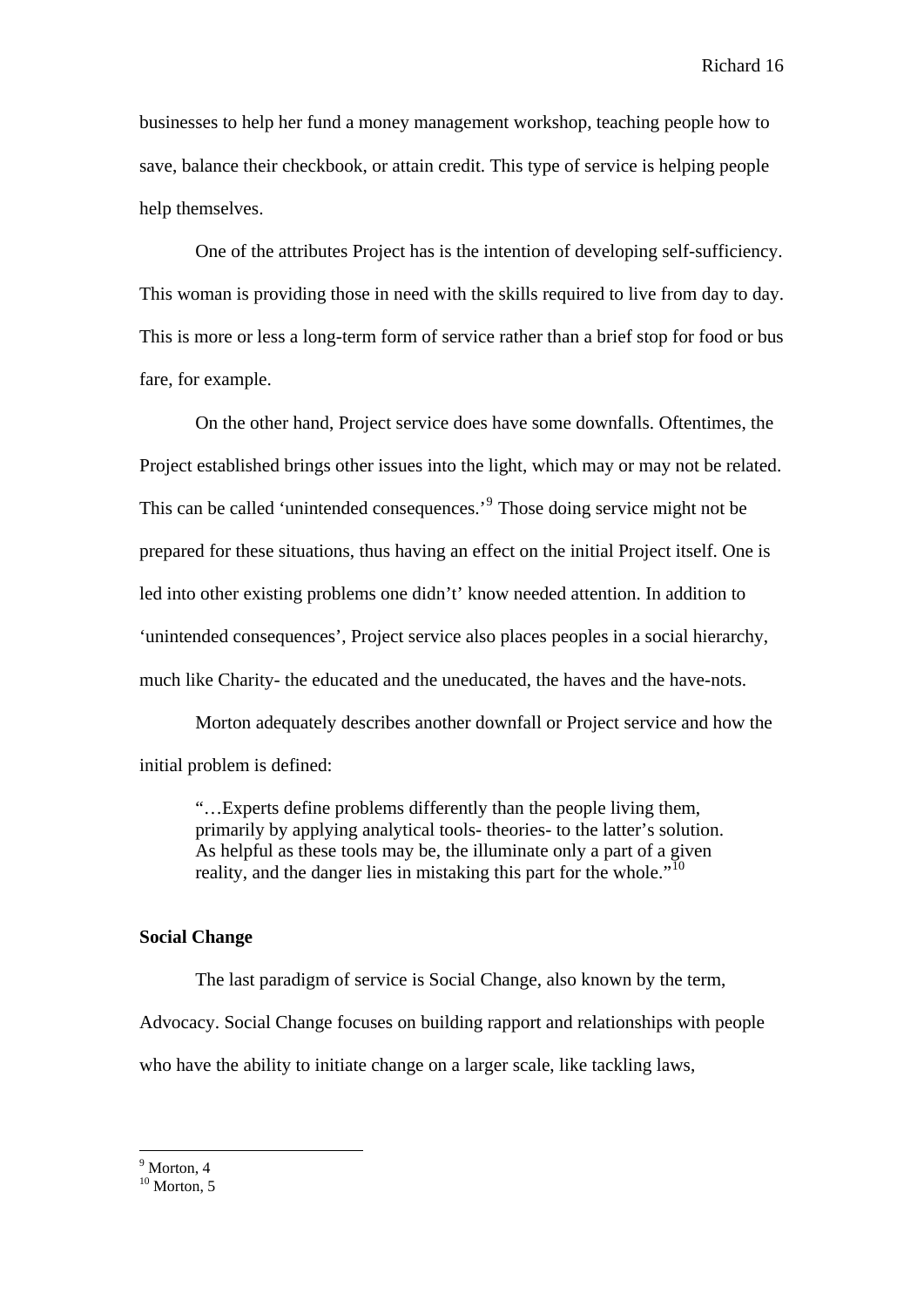businesses to help her fund a money management workshop, teaching people how to save, balance their checkbook, or attain credit. This type of service is helping people help themselves.

One of the attributes Project has is the intention of developing self-sufficiency. This woman is providing those in need with the skills required to live from day to day. This is more or less a long-term form of service rather than a brief stop for food or bus fare, for example.

On the other hand, Project service does have some downfalls. Oftentimes, the Project established brings other issues into the light, which may or may not be related. This can be called 'unintended consequences.'[9] Those doing service might not be prepared for these situations, thus having an effect on the initial Project itself. One is led into other existing problems one didn't' know needed attention. In addition to 'unintended consequences', Project service also places peoples in a social hierarchy, much like Charity- the educated and the uneducated, the haves and the have-nots.

Morton adequately describes another downfall or Project service and how the initial problem is defined:

> "…Experts define problems differently than the people living them, primarily by applying analytical tools- theories- to the latter's solution. As helpful as these tools may be, the illuminate only a part of a given reality, and the danger lies in mistaking this part for the whole."[10]

**Social Change**

The last paradigm of service is Social Change, also known by the term, Advocacy. Social Change focuses on building rapport and relationships with people who have the ability to initiate change on a larger scale, like tackling laws,

[9] Morton, 4
[10] Morton, 5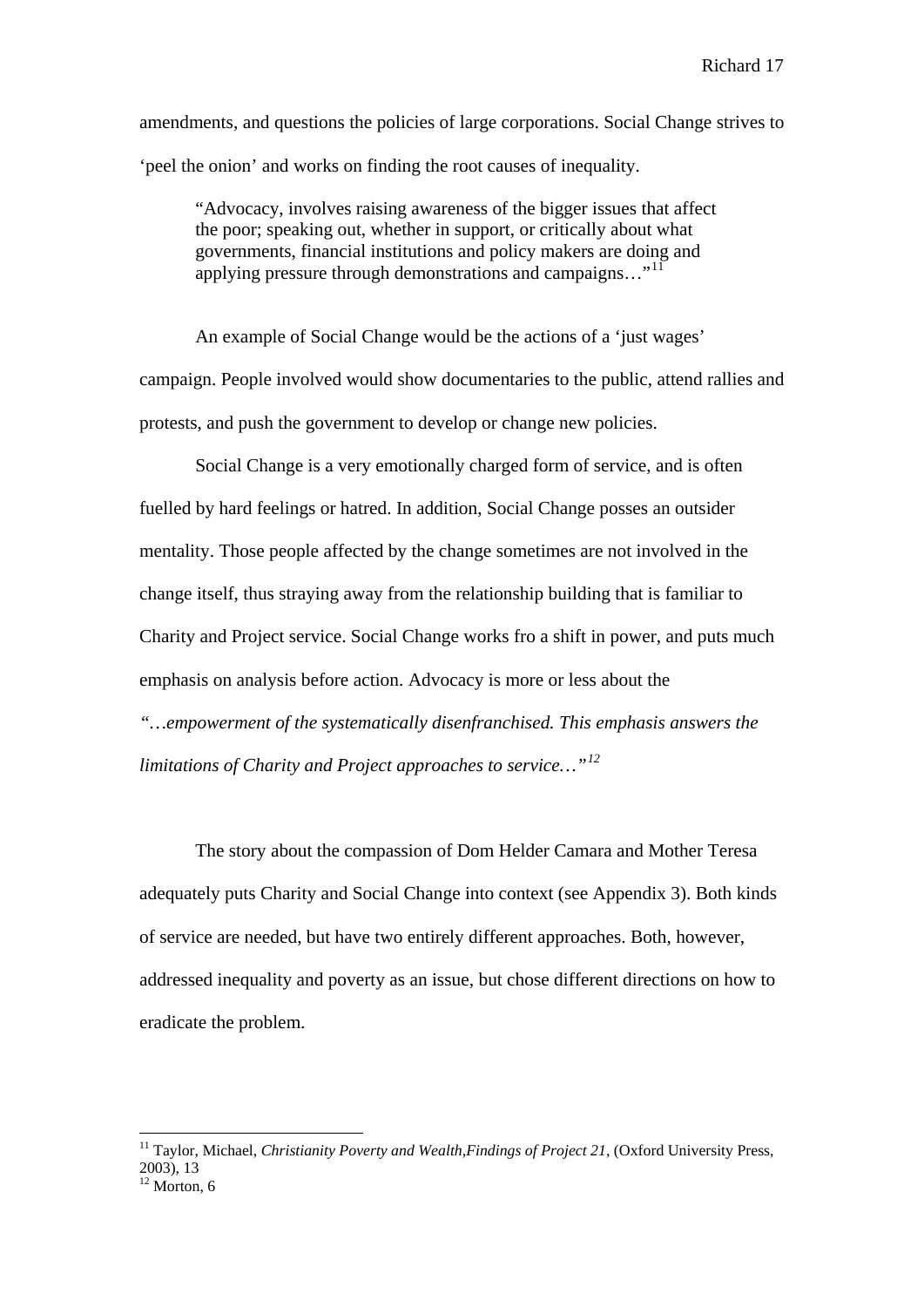amendments, and questions the policies of large corporations. Social Change strives to 'peel the onion' and works on finding the root causes of inequality.

> "Advocacy, involves raising awareness of the bigger issues that affect the poor; speaking out, whether in support, or critically about what governments, financial institutions and policy makers are doing and applying pressure through demonstrations and campaigns…"[11]

An example of Social Change would be the actions of a 'just wages' campaign. People involved would show documentaries to the public, attend rallies and protests, and push the government to develop or change new policies.

Social Change is a very emotionally charged form of service, and is often fuelled by hard feelings or hatred. In addition, Social Change posses an outsider mentality. Those people affected by the change sometimes are not involved in the change itself, thus straying away from the relationship building that is familiar to Charity and Project service. Social Change works fro a shift in power, and puts much emphasis on analysis before action. Advocacy is more or less about the *"…empowerment of the systematically disenfranchised. This emphasis answers the limitations of Charity and Project approaches to service…"*[12]

The story about the compassion of Dom Helder Camara and Mother Teresa adequately puts Charity and Social Change into context (see Appendix 3). Both kinds of service are needed, but have two entirely different approaches. Both, however, addressed inequality and poverty as an issue, but chose different directions on how to eradicate the problem.

---

[11] Taylor, Michael, *Christianity Poverty and Wealth,Findings of Project 21*, (Oxford University Press, 2003), 13

[12] Morton, 6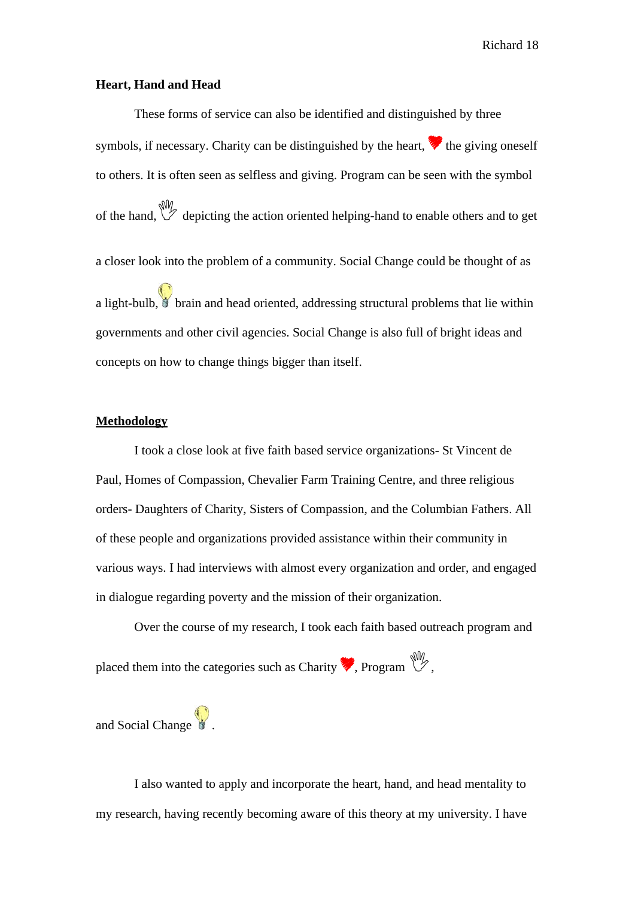**Heart, Hand and Head**

These forms of service can also be identified and distinguished by three symbols, if necessary. Charity can be distinguished by the heart, the giving oneself to others. It is often seen as selfless and giving. Program can be seen with the symbol of the hand, depicting the action oriented helping-hand to enable others and to get a closer look into the problem of a community. Social Change could be thought of as a light-bulb, brain and head oriented, addressing structural problems that lie within governments and other civil agencies. Social Change is also full of bright ideas and concepts on how to change things bigger than itself.

**<u>Methodology</u>**

I took a close look at five faith based service organizations- St Vincent de Paul, Homes of Compassion, Chevalier Farm Training Centre, and three religious orders- Daughters of Charity, Sisters of Compassion, and the Columbian Fathers. All of these people and organizations provided assistance within their community in various ways. I had interviews with almost every organization and order, and engaged in dialogue regarding poverty and the mission of their organization.

Over the course of my research, I took each faith based outreach program and placed them into the categories such as Charity , Program ,

and Social Change .

I also wanted to apply and incorporate the heart, hand, and head mentality to my research, having recently becoming aware of this theory at my university. I have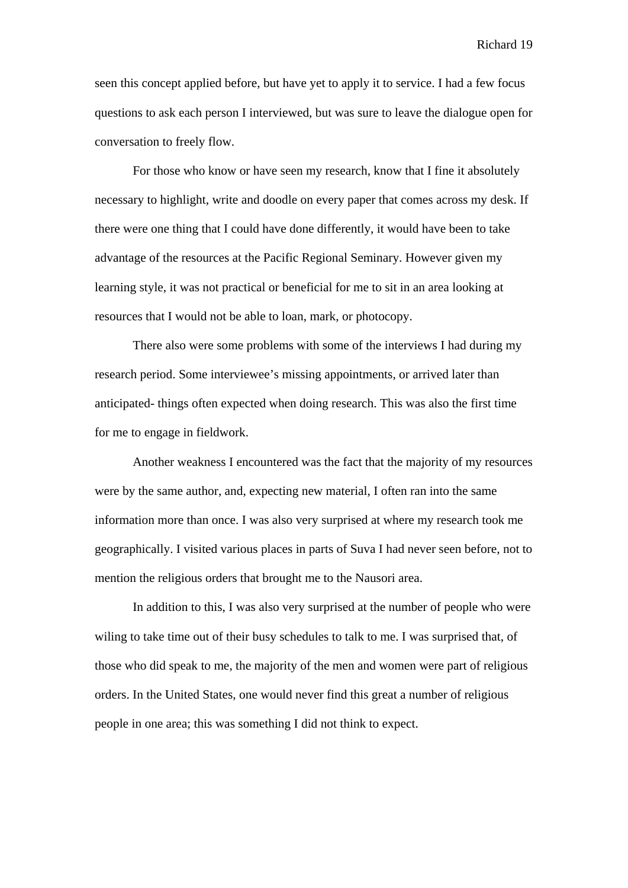seen this concept applied before, but have yet to apply it to service. I had a few focus questions to ask each person I interviewed, but was sure to leave the dialogue open for conversation to freely flow.

For those who know or have seen my research, know that I fine it absolutely necessary to highlight, write and doodle on every paper that comes across my desk. If there were one thing that I could have done differently, it would have been to take advantage of the resources at the Pacific Regional Seminary. However given my learning style, it was not practical or beneficial for me to sit in an area looking at resources that I would not be able to loan, mark, or photocopy.

There also were some problems with some of the interviews I had during my research period. Some interviewee's missing appointments, or arrived later than anticipated- things often expected when doing research. This was also the first time for me to engage in fieldwork.

Another weakness I encountered was the fact that the majority of my resources were by the same author, and, expecting new material, I often ran into the same information more than once. I was also very surprised at where my research took me geographically. I visited various places in parts of Suva I had never seen before, not to mention the religious orders that brought me to the Nausori area.

In addition to this, I was also very surprised at the number of people who were wiling to take time out of their busy schedules to talk to me. I was surprised that, of those who did speak to me, the majority of the men and women were part of religious orders. In the United States, one would never find this great a number of religious people in one area; this was something I did not think to expect.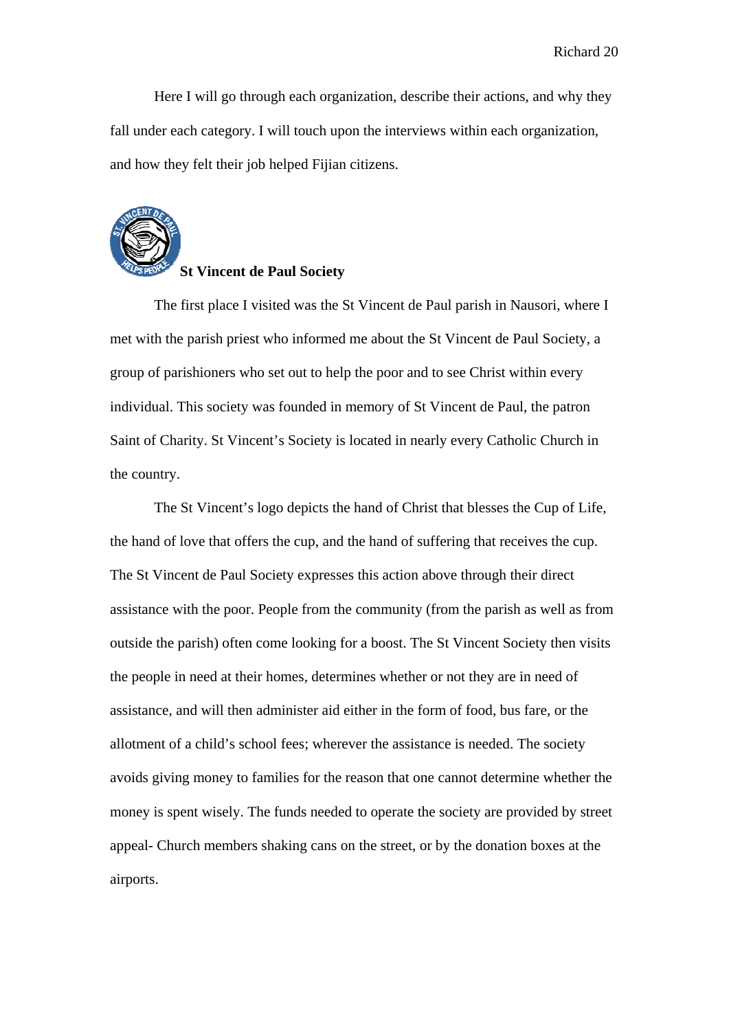Here I will go through each organization, describe their actions, and why they fall under each category. I will touch upon the interviews within each organization, and how they felt their job helped Fijian citizens.

### St Vincent de Paul Society

The first place I visited was the St Vincent de Paul parish in Nausori, where I met with the parish priest who informed me about the St Vincent de Paul Society, a group of parishioners who set out to help the poor and to see Christ within every individual. This society was founded in memory of St Vincent de Paul, the patron Saint of Charity. St Vincent's Society is located in nearly every Catholic Church in the country.

The St Vincent's logo depicts the hand of Christ that blesses the Cup of Life, the hand of love that offers the cup, and the hand of suffering that receives the cup. The St Vincent de Paul Society expresses this action above through their direct assistance with the poor. People from the community (from the parish as well as from outside the parish) often come looking for a boost. The St Vincent Society then visits the people in need at their homes, determines whether or not they are in need of assistance, and will then administer aid either in the form of food, bus fare, or the allotment of a child's school fees; wherever the assistance is needed. The society avoids giving money to families for the reason that one cannot determine whether the money is spent wisely. The funds needed to operate the society are provided by street appeal- Church members shaking cans on the street, or by the donation boxes at the airports.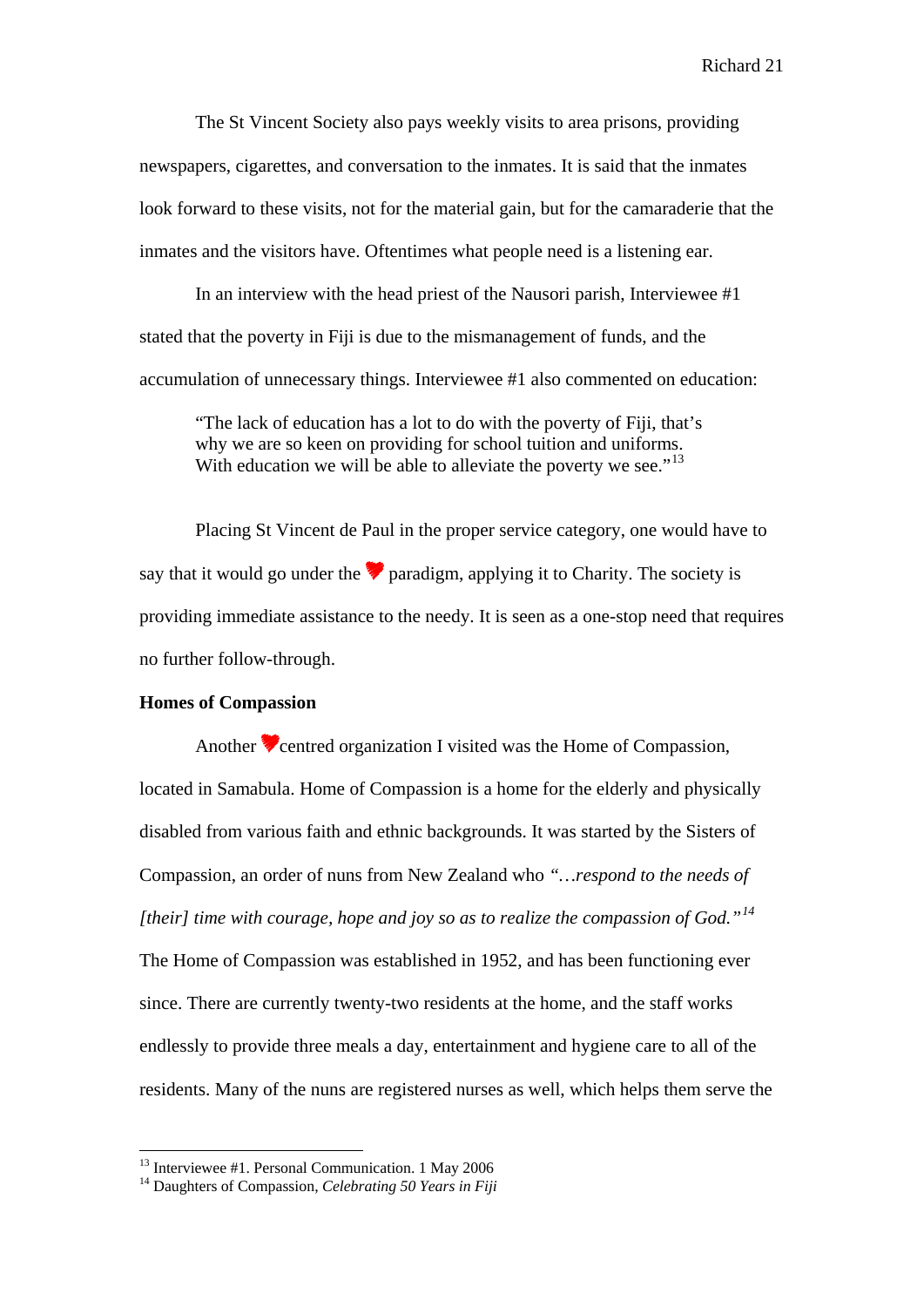The St Vincent Society also pays weekly visits to area prisons, providing newspapers, cigarettes, and conversation to the inmates. It is said that the inmates look forward to these visits, not for the material gain, but for the camaraderie that the inmates and the visitors have. Oftentimes what people need is a listening ear.

In an interview with the head priest of the Nausori parish, Interviewee #1 stated that the poverty in Fiji is due to the mismanagement of funds, and the accumulation of unnecessary things. Interviewee #1 also commented on education:

> "The lack of education has a lot to do with the poverty of Fiji, that's why we are so keen on providing for school tuition and uniforms. With education we will be able to alleviate the poverty we see."[13]

Placing St Vincent de Paul in the proper service category, one would have to say that it would go under the ♥ paradigm, applying it to Charity. The society is providing immediate assistance to the needy. It is seen as a one-stop need that requires no further follow-through.

**Homes of Compassion**

Another ♥centred organization I visited was the Home of Compassion, located in Samabula. Home of Compassion is a home for the elderly and physically disabled from various faith and ethnic backgrounds. It was started by the Sisters of Compassion, an order of nuns from New Zealand who *"…respond to the needs of [their] time with courage, hope and joy so as to realize the compassion of God."*[14] The Home of Compassion was established in 1952, and has been functioning ever since. There are currently twenty-two residents at the home, and the staff works endlessly to provide three meals a day, entertainment and hygiene care to all of the residents. Many of the nuns are registered nurses as well, which helps them serve the

---

[13] Interviewee #1. Personal Communication. 1 May 2006

[14] Daughters of Compassion, *Celebrating 50 Years in Fiji*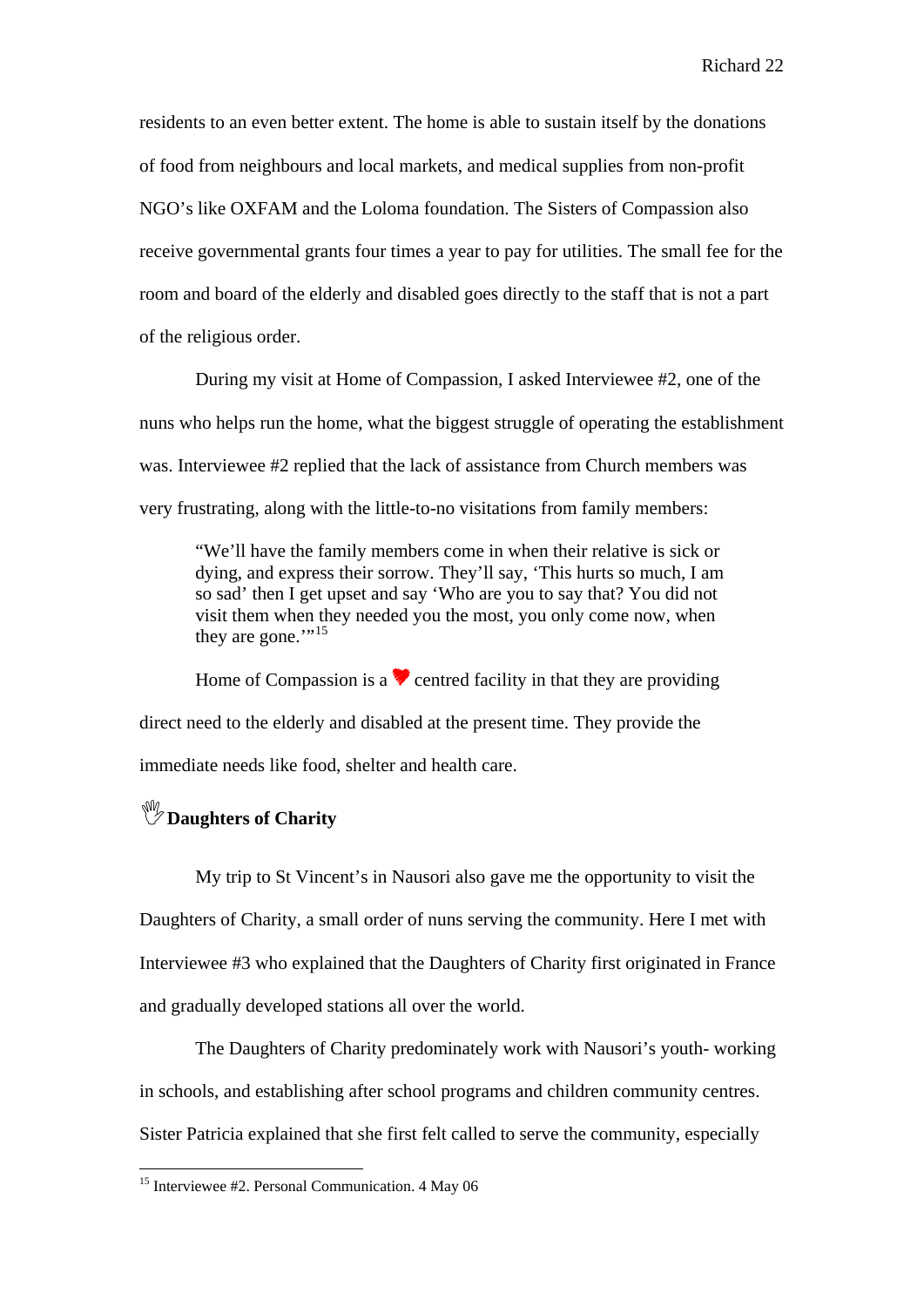residents to an even better extent. The home is able to sustain itself by the donations of food from neighbours and local markets, and medical supplies from non-profit NGO's like OXFAM and the Loloma foundation. The Sisters of Compassion also receive governmental grants four times a year to pay for utilities. The small fee for the room and board of the elderly and disabled goes directly to the staff that is not a part of the religious order.

During my visit at Home of Compassion, I asked Interviewee #2, one of the nuns who helps run the home, what the biggest struggle of operating the establishment was. Interviewee #2 replied that the lack of assistance from Church members was very frustrating, along with the little-to-no visitations from family members:

> "We'll have the family members come in when their relative is sick or dying, and express their sorrow. They'll say, 'This hurts so much, I am so sad' then I get upset and say 'Who are you to say that? You did not visit them when they needed you the most, you only come now, when they are gone.'"[15]

Home of Compassion is a ♥ centred facility in that they are providing direct need to the elderly and disabled at the present time. They provide the immediate needs like food, shelter and health care.

## ✋ Daughters of Charity

My trip to St Vincent's in Nausori also gave me the opportunity to visit the Daughters of Charity, a small order of nuns serving the community. Here I met with Interviewee #3 who explained that the Daughters of Charity first originated in France and gradually developed stations all over the world.

The Daughters of Charity predominately work with Nausori's youth- working in schools, and establishing after school programs and children community centres. Sister Patricia explained that she first felt called to serve the community, especially

---

[15] Interviewee #2. Personal Communication. 4 May 06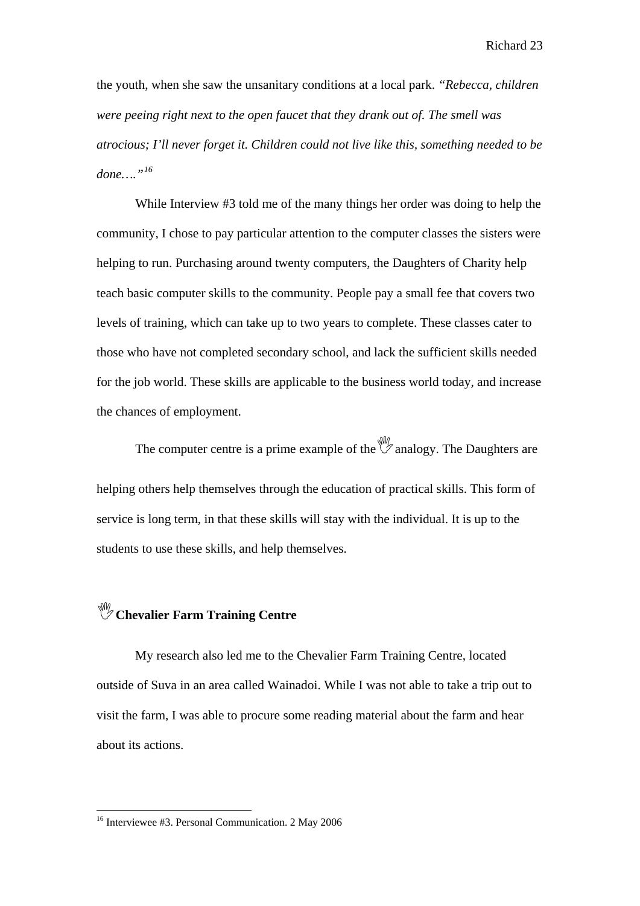the youth, when she saw the unsanitary conditions at a local park. *"Rebecca, children were peeing right next to the open faucet that they drank out of. The smell was atrocious; I'll never forget it. Children could not live like this, something needed to be done…."*[16]

While Interview #3 told me of the many things her order was doing to help the community, I chose to pay particular attention to the computer classes the sisters were helping to run. Purchasing around twenty computers, the Daughters of Charity help teach basic computer skills to the community. People pay a small fee that covers two levels of training, which can take up to two years to complete. These classes cater to those who have not completed secondary school, and lack the sufficient skills needed for the job world. These skills are applicable to the business world today, and increase the chances of employment.

The computer centre is a prime example of the ✋ analogy. The Daughters are helping others help themselves through the education of practical skills. This form of service is long term, in that these skills will stay with the individual. It is up to the students to use these skills, and help themselves.

### ✋ Chevalier Farm Training Centre

My research also led me to the Chevalier Farm Training Centre, located outside of Suva in an area called Wainadoi. While I was not able to take a trip out to visit the farm, I was able to procure some reading material about the farm and hear about its actions.

---

[16] Interviewee #3. Personal Communication. 2 May 2006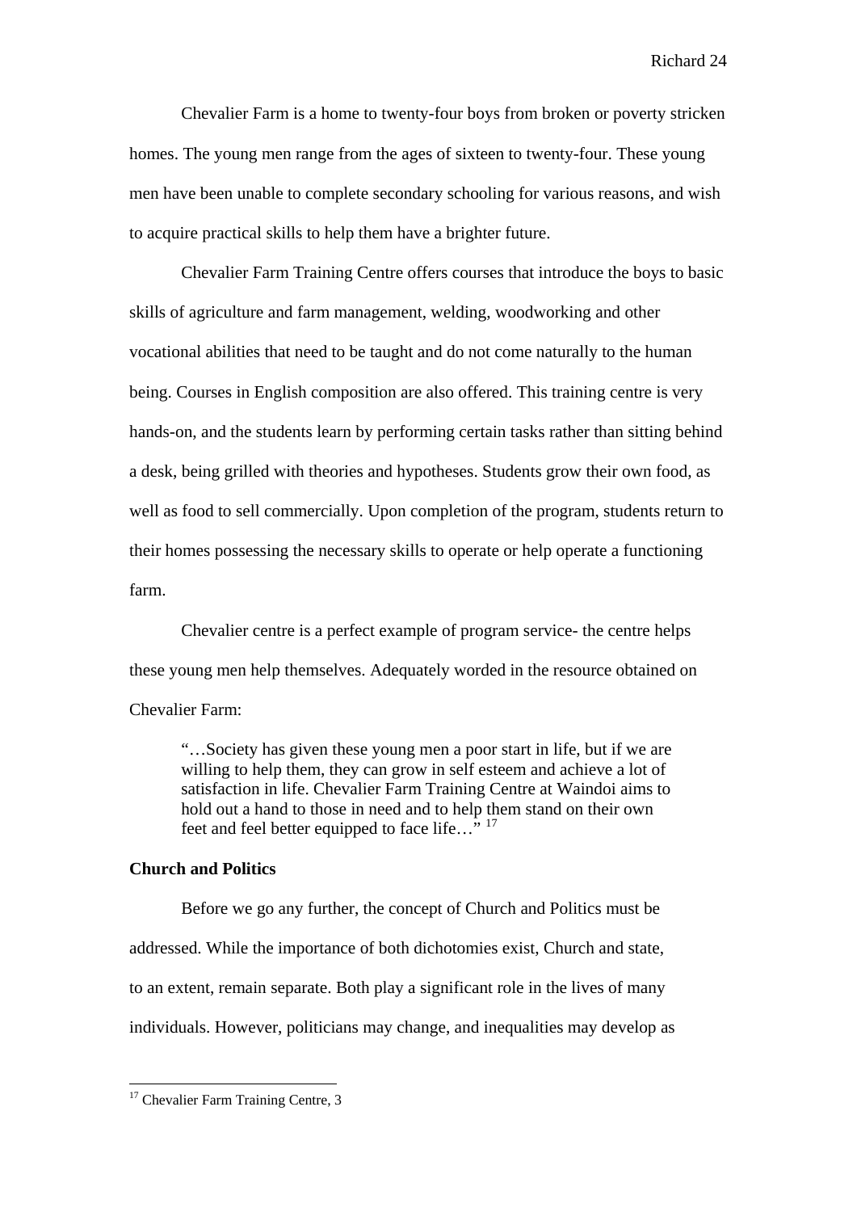Chevalier Farm is a home to twenty-four boys from broken or poverty stricken homes. The young men range from the ages of sixteen to twenty-four. These young men have been unable to complete secondary schooling for various reasons, and wish to acquire practical skills to help them have a brighter future.

Chevalier Farm Training Centre offers courses that introduce the boys to basic skills of agriculture and farm management, welding, woodworking and other vocational abilities that need to be taught and do not come naturally to the human being. Courses in English composition are also offered. This training centre is very hands-on, and the students learn by performing certain tasks rather than sitting behind a desk, being grilled with theories and hypotheses. Students grow their own food, as well as food to sell commercially. Upon completion of the program, students return to their homes possessing the necessary skills to operate or help operate a functioning farm.

Chevalier centre is a perfect example of program service- the centre helps these young men help themselves. Adequately worded in the resource obtained on Chevalier Farm:

> "…Society has given these young men a poor start in life, but if we are willing to help them, they can grow in self esteem and achieve a lot of satisfaction in life. Chevalier Farm Training Centre at Waindoi aims to hold out a hand to those in need and to help them stand on their own feet and feel better equipped to face life…" [17]

**Church and Politics**

Before we go any further, the concept of Church and Politics must be addressed. While the importance of both dichotomies exist, Church and state, to an extent, remain separate. Both play a significant role in the lives of many individuals. However, politicians may change, and inequalities may develop as

[17] Chevalier Farm Training Centre, 3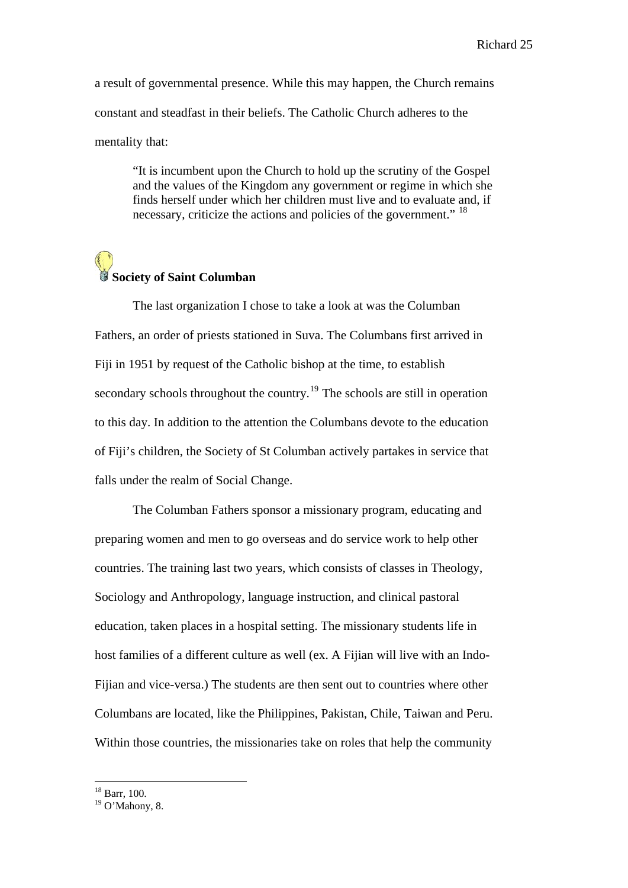a result of governmental presence. While this may happen, the Church remains constant and steadfast in their beliefs. The Catholic Church adheres to the mentality that:

> "It is incumbent upon the Church to hold up the scrutiny of the Gospel and the values of the Kingdom any government or regime in which she finds herself under which her children must live and to evaluate and, if necessary, criticize the actions and policies of the government." [18]

### Society of Saint Columban

The last organization I chose to take a look at was the Columban Fathers, an order of priests stationed in Suva. The Columbans first arrived in Fiji in 1951 by request of the Catholic bishop at the time, to establish secondary schools throughout the country.[19] The schools are still in operation to this day. In addition to the attention the Columbans devote to the education of Fiji's children, the Society of St Columban actively partakes in service that falls under the realm of Social Change.

The Columban Fathers sponsor a missionary program, educating and preparing women and men to go overseas and do service work to help other countries. The training last two years, which consists of classes in Theology, Sociology and Anthropology, language instruction, and clinical pastoral education, taken places in a hospital setting. The missionary students life in host families of a different culture as well (ex. A Fijian will live with an Indo-Fijian and vice-versa.) The students are then sent out to countries where other Columbans are located, like the Philippines, Pakistan, Chile, Taiwan and Peru. Within those countries, the missionaries take on roles that help the community

---

[18] Barr, 100.

[19] O'Mahony, 8.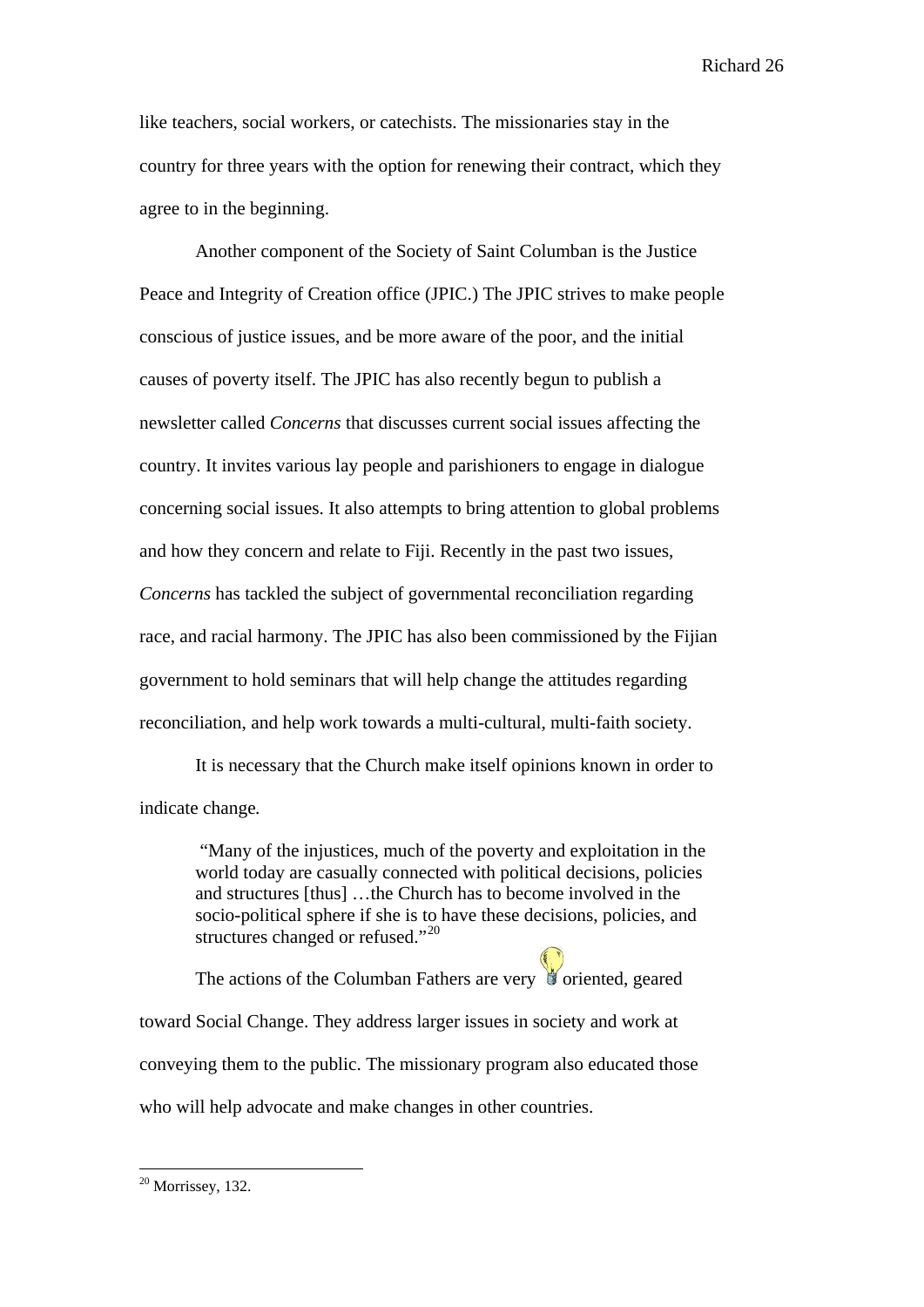like teachers, social workers, or catechists. The missionaries stay in the country for three years with the option for renewing their contract, which they agree to in the beginning.

Another component of the Society of Saint Columban is the Justice Peace and Integrity of Creation office (JPIC.) The JPIC strives to make people conscious of justice issues, and be more aware of the poor, and the initial causes of poverty itself. The JPIC has also recently begun to publish a newsletter called *Concerns* that discusses current social issues affecting the country. It invites various lay people and parishioners to engage in dialogue concerning social issues. It also attempts to bring attention to global problems and how they concern and relate to Fiji. Recently in the past two issues, *Concerns* has tackled the subject of governmental reconciliation regarding race, and racial harmony. The JPIC has also been commissioned by the Fijian government to hold seminars that will help change the attitudes regarding reconciliation, and help work towards a multi-cultural, multi-faith society.

It is necessary that the Church make itself opinions known in order to indicate change.

> "Many of the injustices, much of the poverty and exploitation in the world today are casually connected with political decisions, policies and structures [thus] …the Church has to become involved in the socio-political sphere if she is to have these decisions, policies, and structures changed or refused."[20]

The actions of the Columban Fathers are very oriented, geared toward Social Change. They address larger issues in society and work at conveying them to the public. The missionary program also educated those who will help advocate and make changes in other countries.

[20] Morrissey, 132.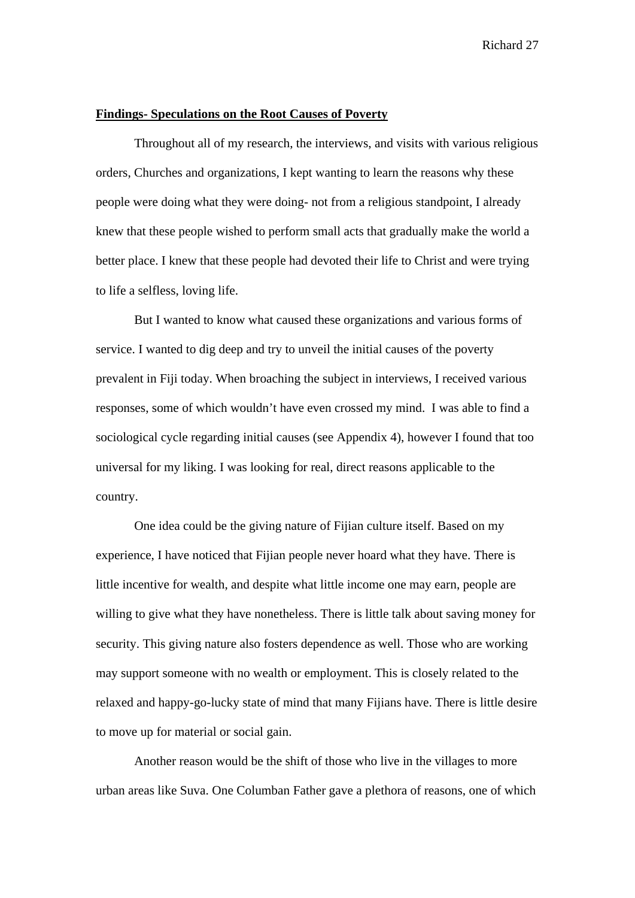**Findings- Speculations on the Root Causes of Poverty**

Throughout all of my research, the interviews, and visits with various religious orders, Churches and organizations, I kept wanting to learn the reasons why these people were doing what they were doing- not from a religious standpoint, I already knew that these people wished to perform small acts that gradually make the world a better place. I knew that these people had devoted their life to Christ and were trying to life a selfless, loving life.

But I wanted to know what caused these organizations and various forms of service. I wanted to dig deep and try to unveil the initial causes of the poverty prevalent in Fiji today. When broaching the subject in interviews, I received various responses, some of which wouldn't have even crossed my mind. I was able to find a sociological cycle regarding initial causes (see Appendix 4), however I found that too universal for my liking. I was looking for real, direct reasons applicable to the country.

One idea could be the giving nature of Fijian culture itself. Based on my experience, I have noticed that Fijian people never hoard what they have. There is little incentive for wealth, and despite what little income one may earn, people are willing to give what they have nonetheless. There is little talk about saving money for security. This giving nature also fosters dependence as well. Those who are working may support someone with no wealth or employment. This is closely related to the relaxed and happy-go-lucky state of mind that many Fijians have. There is little desire to move up for material or social gain.

Another reason would be the shift of those who live in the villages to more urban areas like Suva. One Columban Father gave a plethora of reasons, one of which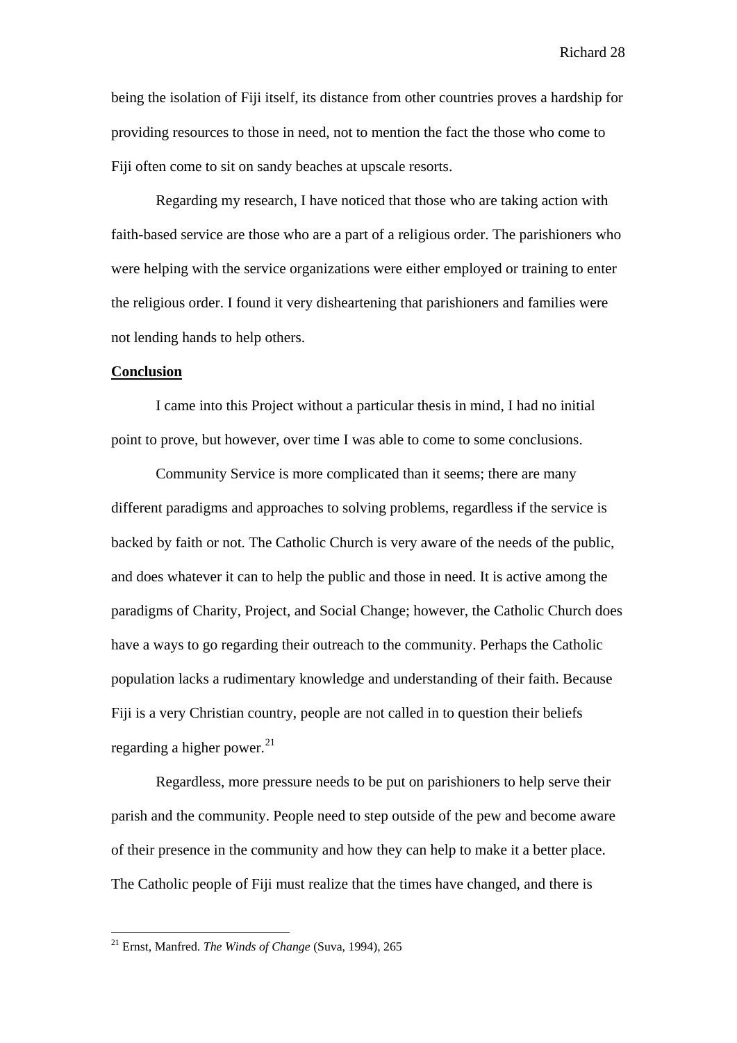being the isolation of Fiji itself, its distance from other countries proves a hardship for providing resources to those in need, not to mention the fact the those who come to Fiji often come to sit on sandy beaches at upscale resorts.

Regarding my research, I have noticed that those who are taking action with faith-based service are those who are a part of a religious order. The parishioners who were helping with the service organizations were either employed or training to enter the religious order. I found it very disheartening that parishioners and families were not lending hands to help others.

**Conclusion**

I came into this Project without a particular thesis in mind, I had no initial point to prove, but however, over time I was able to come to some conclusions.

Community Service is more complicated than it seems; there are many different paradigms and approaches to solving problems, regardless if the service is backed by faith or not. The Catholic Church is very aware of the needs of the public, and does whatever it can to help the public and those in need. It is active among the paradigms of Charity, Project, and Social Change; however, the Catholic Church does have a ways to go regarding their outreach to the community. Perhaps the Catholic population lacks a rudimentary knowledge and understanding of their faith. Because Fiji is a very Christian country, people are not called in to question their beliefs regarding a higher power.[21]

Regardless, more pressure needs to be put on parishioners to help serve their parish and the community. People need to step outside of the pew and become aware of their presence in the community and how they can help to make it a better place. The Catholic people of Fiji must realize that the times have changed, and there is

[21] Ernst, Manfred. *The Winds of Change* (Suva, 1994), 265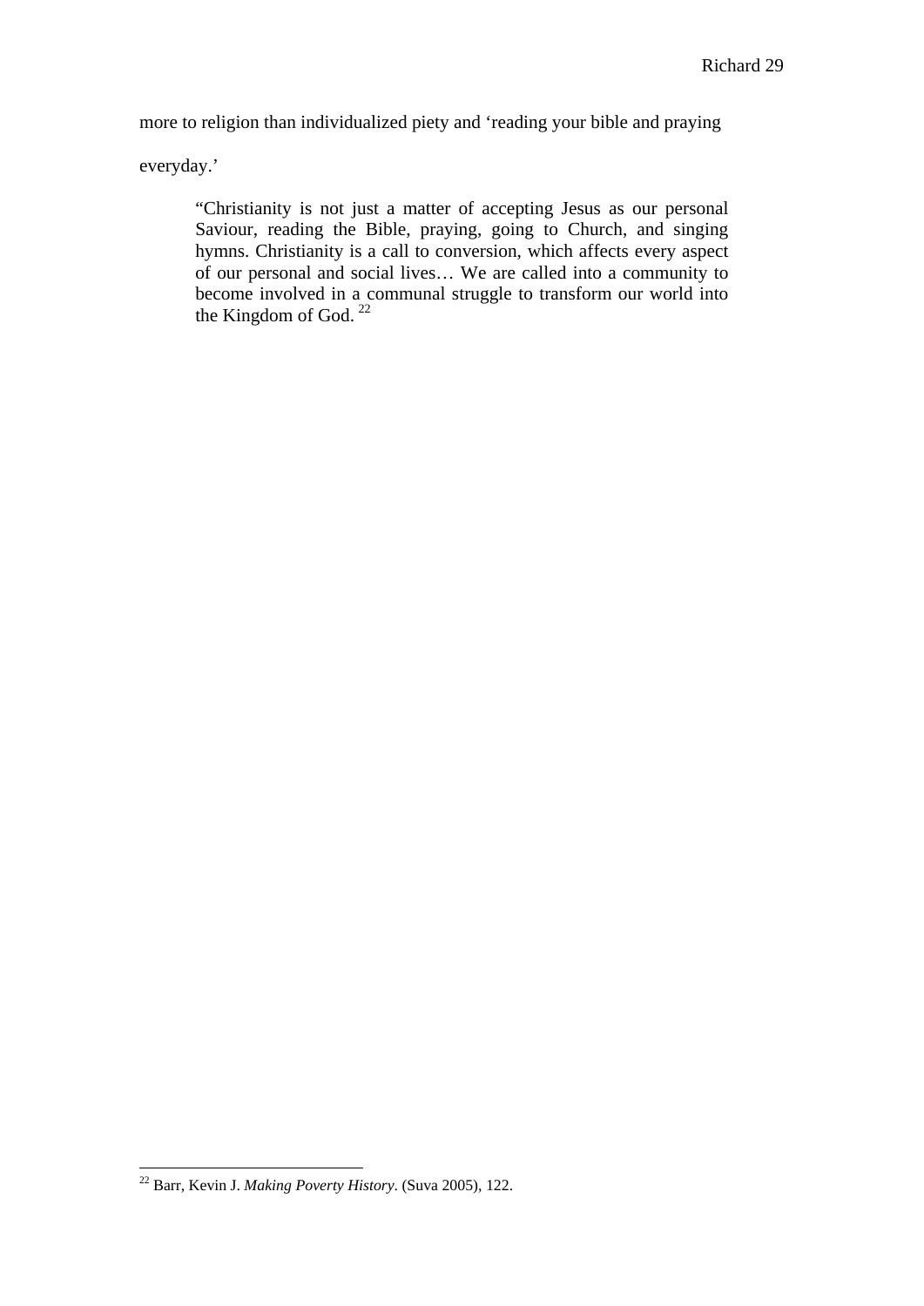more to religion than individualized piety and 'reading your bible and praying everyday.'

> "Christianity is not just a matter of accepting Jesus as our personal Saviour, reading the Bible, praying, going to Church, and singing hymns. Christianity is a call to conversion, which affects every aspect of our personal and social lives… We are called into a community to become involved in a communal struggle to transform our world into the Kingdom of God. [22]

---

[22] Barr, Kevin J. *Making Poverty History*. (Suva 2005), 122.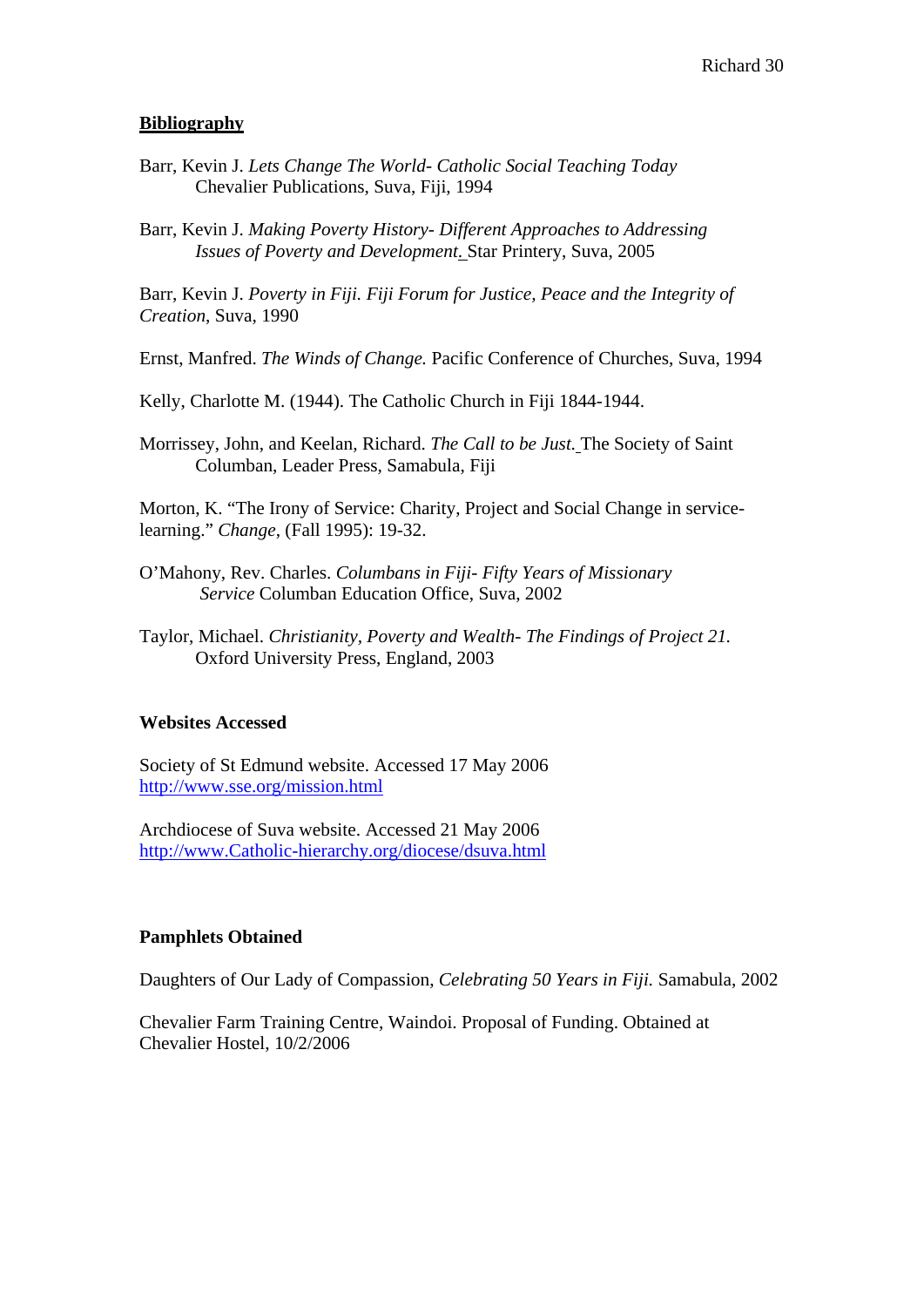## Bibliography

Barr, Kevin J. *Lets Change The World- Catholic Social Teaching Today* Chevalier Publications, Suva, Fiji, 1994

Barr, Kevin J. *Making Poverty History- Different Approaches to Addressing Issues of Poverty and Development*. Star Printery, Suva, 2005

Barr, Kevin J. *Poverty in Fiji. Fiji Forum for Justice, Peace and the Integrity of Creation*, Suva, 1990

Ernst, Manfred. *The Winds of Change.* Pacific Conference of Churches, Suva, 1994

Kelly, Charlotte M. (1944). The Catholic Church in Fiji 1844-1944.

Morrissey, John, and Keelan, Richard. *The Call to be Just.* The Society of Saint Columban, Leader Press, Samabula, Fiji

Morton, K. "The Irony of Service: Charity, Project and Social Change in service-learning." *Change*, (Fall 1995): 19-32.

O'Mahony, Rev. Charles. *Columbans in Fiji- Fifty Years of Missionary Service* Columban Education Office, Suva, 2002

Taylor, Michael. *Christianity, Poverty and Wealth- The Findings of Project 21.* Oxford University Press, England, 2003

**Websites Accessed**

Society of St Edmund website. Accessed 17 May 2006
http://www.sse.org/mission.html

Archdiocese of Suva website. Accessed 21 May 2006
http://www.Catholic-hierarchy.org/diocese/dsuva.html

**Pamphlets Obtained**

Daughters of Our Lady of Compassion, *Celebrating 50 Years in Fiji.* Samabula, 2002

Chevalier Farm Training Centre, Waindoi. Proposal of Funding. Obtained at Chevalier Hostel, 10/2/2006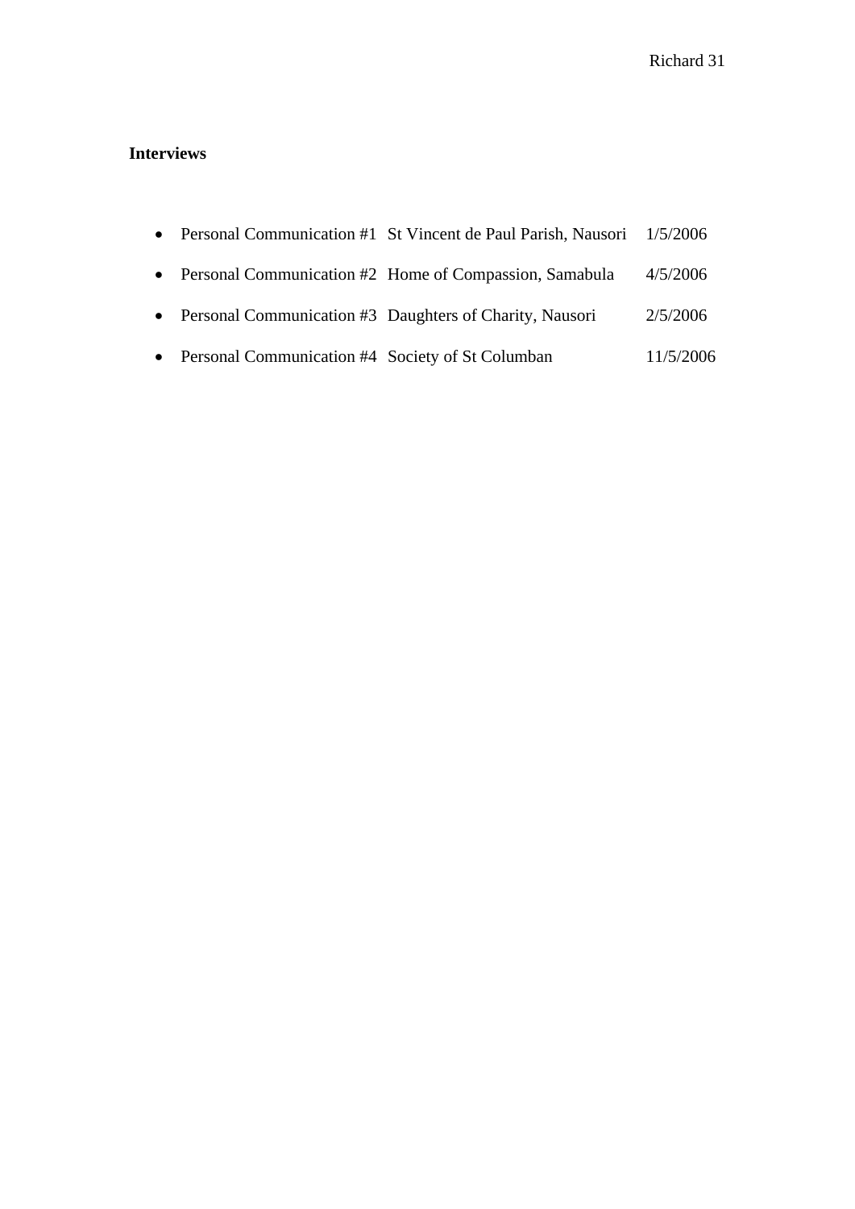**Interviews**

- Personal Communication #1 St Vincent de Paul Parish, Nausori 1/5/2006
- Personal Communication #2 Home of Compassion, Samabula 4/5/2006
- Personal Communication #3 Daughters of Charity, Nausori 2/5/2006
- Personal Communication #4 Society of St Columban 11/5/2006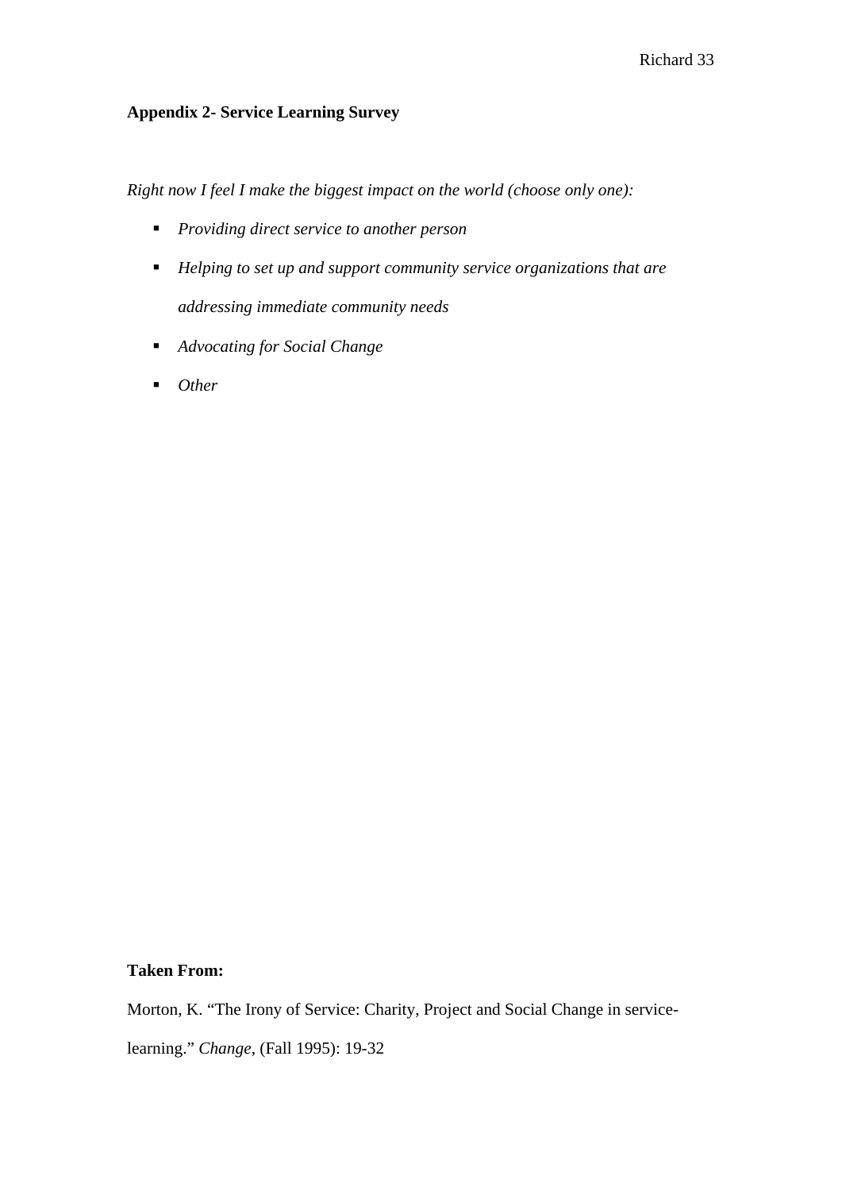**Appendix 2- Service Learning Survey**

*Right now I feel I make the biggest impact on the world (choose only one):*

- *Providing direct service to another person*
- *Helping to set up and support community service organizations that are addressing immediate community needs*
- *Advocating for Social Change*
- *Other*

**Taken From:**

Morton, K. "The Irony of Service: Charity, Project and Social Change in service-learning." *Change*, (Fall 1995): 19-32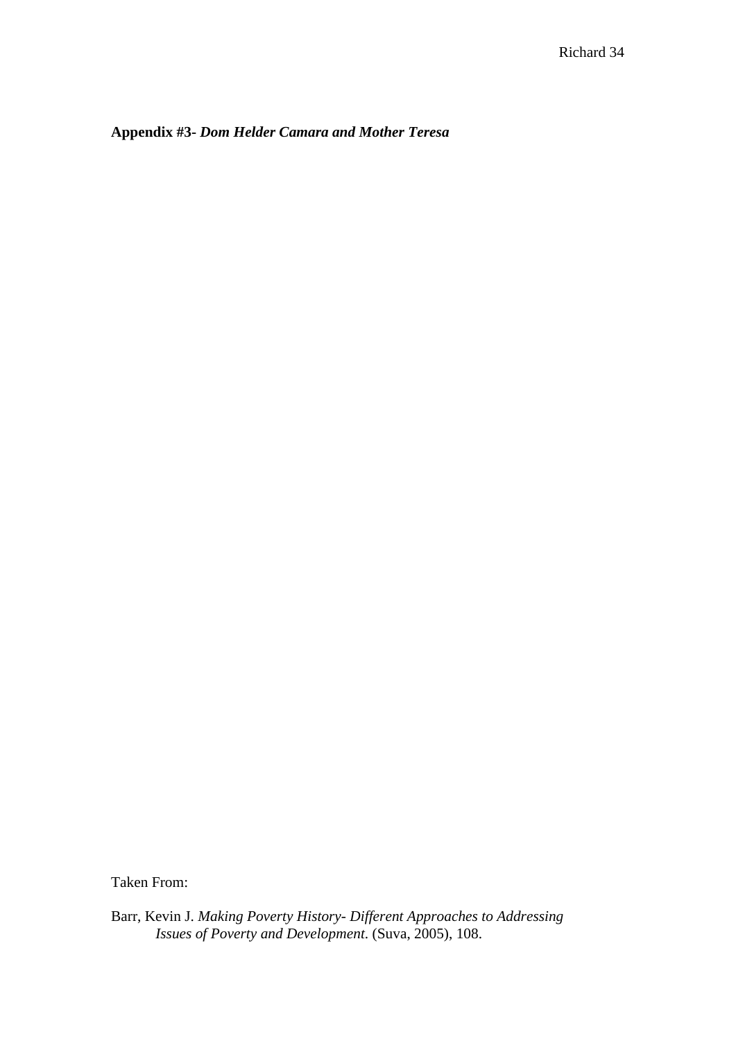**Appendix #3-** ***Dom Helder Camara and Mother Teresa***

Taken From:

Barr, Kevin J. *Making Poverty History- Different Approaches to Addressing Issues of Poverty and Development*. (Suva, 2005), 108.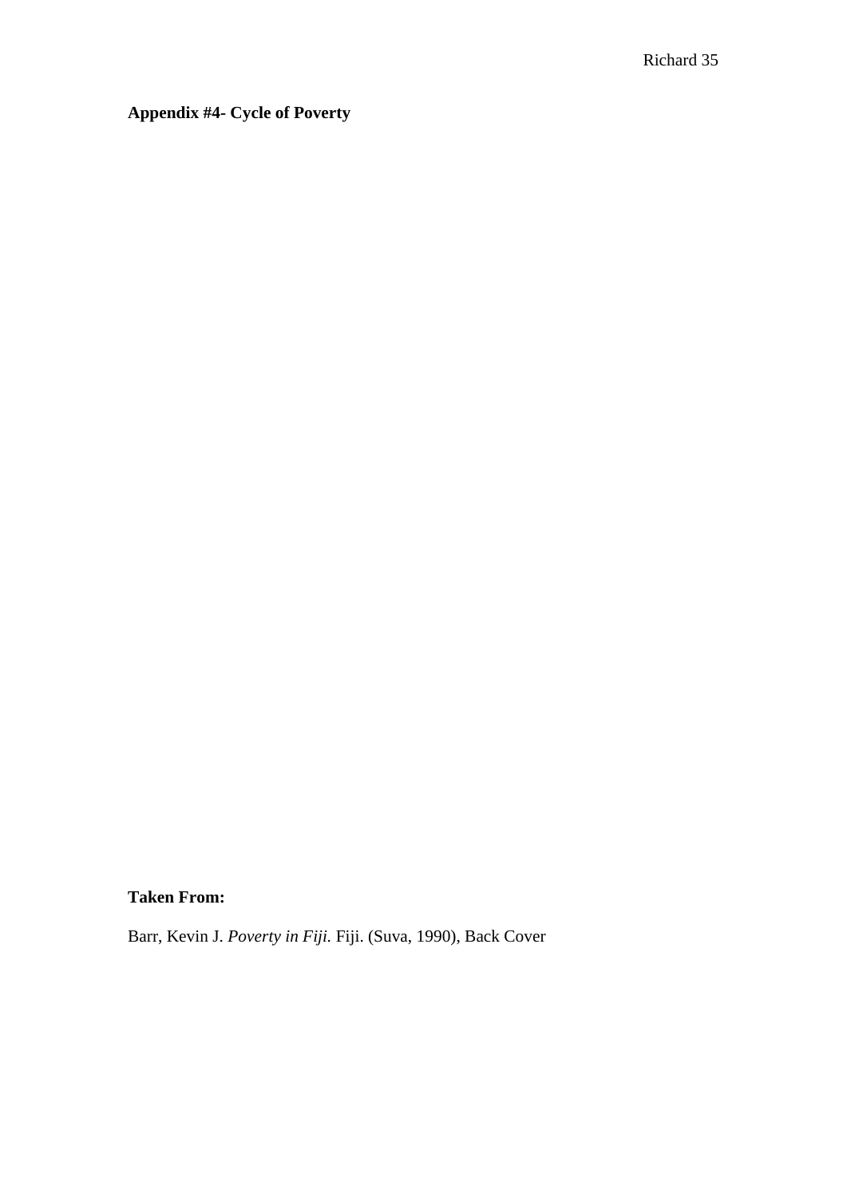**Appendix #4- Cycle of Poverty**

**Taken From:**

Barr, Kevin J. *Poverty in Fiji.* Fiji. (Suva, 1990), Back Cover